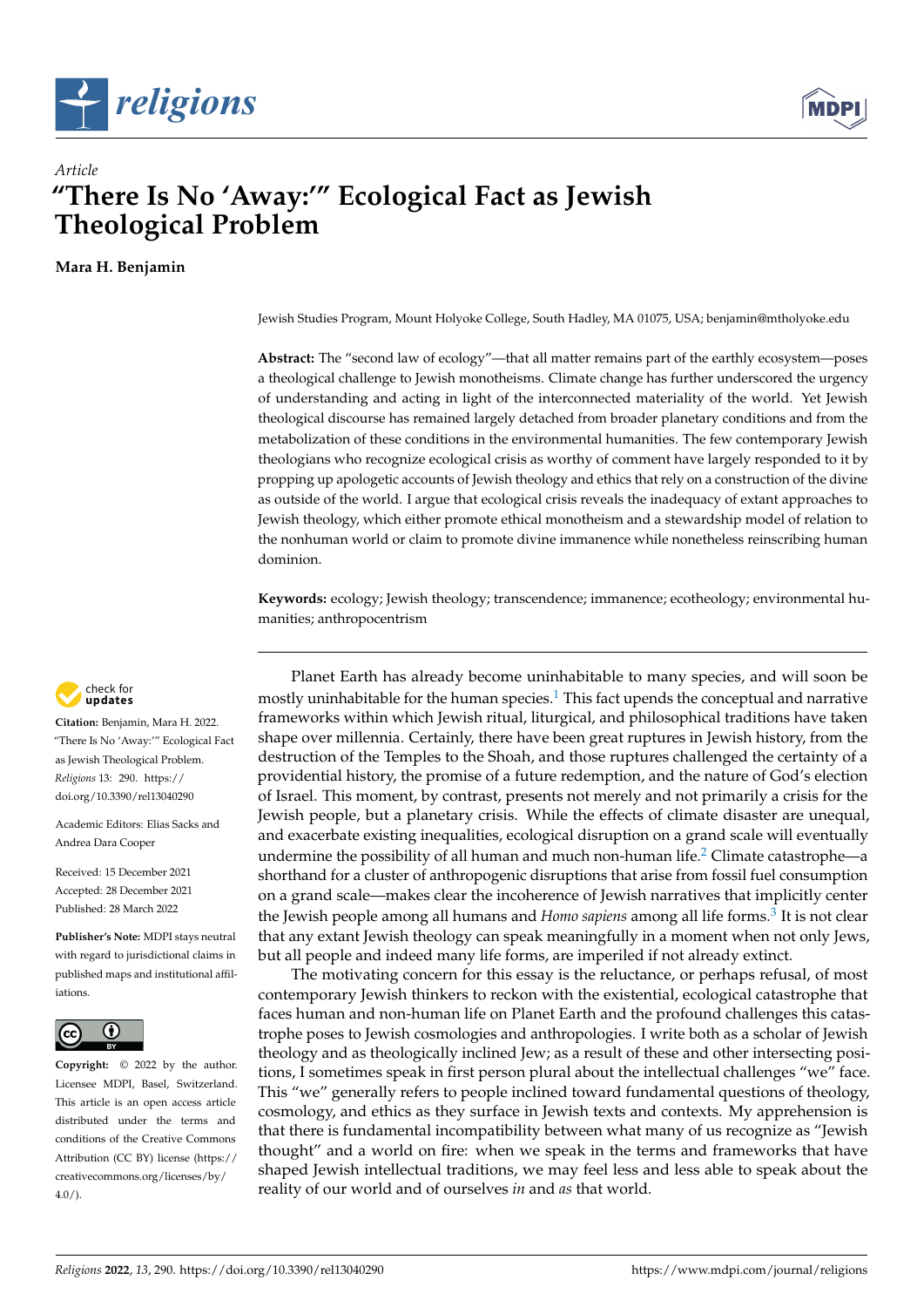*Article*

# "There Is No 'Away:'" Ecological Fact as Jewish Theological Problem

**Mara H. Benjamin**

Jewish Studies Program, Mount Holyoke College, South Hadley, MA 01075, USA; benjamin@mtholyoke.edu

**Abstract:** The "second law of ecology"—that all matter remains part of the earthly ecosystem—poses a theological challenge to Jewish monotheisms. Climate change has further underscored the urgency of understanding and acting in light of the interconnected materiality of the world. Yet Jewish theological discourse has remained largely detached from broader planetary conditions and from the metabolization of these conditions in the environmental humanities. The few contemporary Jewish theologians who recognize ecological crisis as worthy of comment have largely responded to it by propping up apologetic accounts of Jewish theology and ethics that rely on a construction of the divine as outside of the world. I argue that ecological crisis reveals the inadequacy of extant approaches to Jewish theology, which either promote ethical monotheism and a stewardship model of relation to the nonhuman world or claim to promote divine immanence while nonetheless reinscribing human dominion.

**Keywords:** ecology; Jewish theology; transcendence; immanence; ecotheology; environmental humanities; anthropocentrism

**Citation:** Benjamin, Mara H. 2022. "There Is No 'Away:'" Ecological Fact as Jewish Theological Problem. *Religions* 13: 290. https://doi.org/10.3390/rel13040290

Academic Editors: Elias Sacks and Andrea Dara Cooper

Received: 15 December 2021
Accepted: 28 December 2021
Published: 28 March 2022

**Publisher's Note:** MDPI stays neutral with regard to jurisdictional claims in published maps and institutional affiliations.

**Copyright:** © 2022 by the author. Licensee MDPI, Basel, Switzerland. This article is an open access article distributed under the terms and conditions of the Creative Commons Attribution (CC BY) license (https://creativecommons.org/licenses/by/4.0/).

Planet Earth has already become uninhabitable to many species, and will soon be mostly uninhabitable for the human species.[1] This fact upends the conceptual and narrative frameworks within which Jewish ritual, liturgical, and philosophical traditions have taken shape over millennia. Certainly, there have been great ruptures in Jewish history, from the destruction of the Temples to the Shoah, and those ruptures challenged the certainty of a providential history, the promise of a future redemption, and the nature of God's election of Israel. This moment, by contrast, presents not merely and not primarily a crisis for the Jewish people, but a planetary crisis. While the effects of climate disaster are unequal, and exacerbate existing inequalities, ecological disruption on a grand scale will eventually undermine the possibility of all human and much non-human life.[2] Climate catastrophe—a shorthand for a cluster of anthropogenic disruptions that arise from fossil fuel consumption on a grand scale—makes clear the incoherence of Jewish narratives that implicitly center the Jewish people among all humans and *Homo sapiens* among all life forms.[3] It is not clear that any extant Jewish theology can speak meaningfully in a moment when not only Jews, but all people and indeed many life forms, are imperiled if not already extinct.

The motivating concern for this essay is the reluctance, or perhaps refusal, of most contemporary Jewish thinkers to reckon with the existential, ecological catastrophe that faces human and non-human life on Planet Earth and the profound challenges this catastrophe poses to Jewish cosmologies and anthropologies. I write both as a scholar of Jewish theology and as theologically inclined Jew; as a result of these and other intersecting positions, I sometimes speak in first person plural about the intellectual challenges "we" face. This "we" generally refers to people inclined toward fundamental questions of theology, cosmology, and ethics as they surface in Jewish texts and contexts. My apprehension is that there is fundamental incompatibility between what many of us recognize as "Jewish thought" and a world on fire: when we speak in the terms and frameworks that have shaped Jewish intellectual traditions, we may feel less and less able to speak about the reality of our world and of ourselves *in* and *as* that world.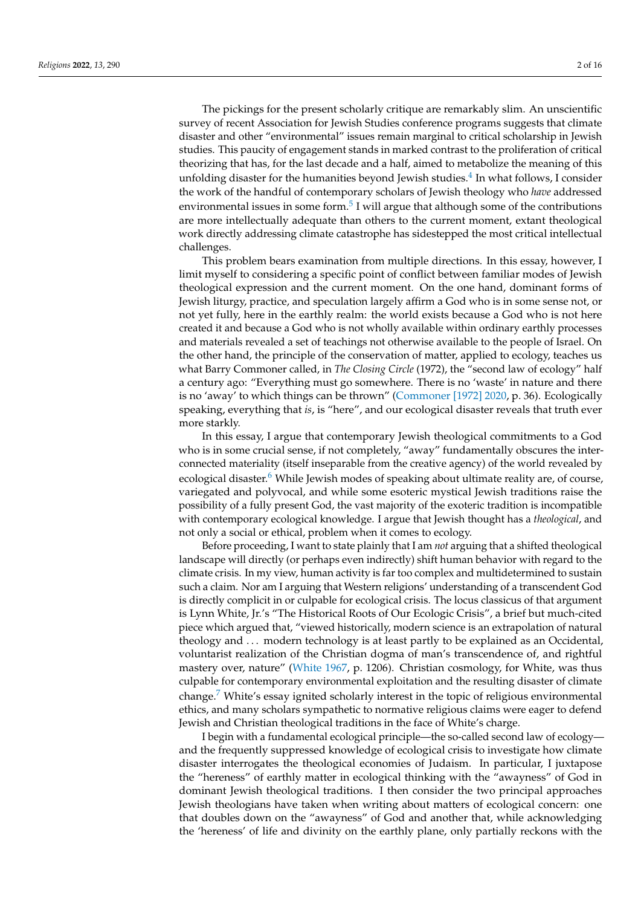The pickings for the present scholarly critique are remarkably slim. An unscientific survey of recent Association for Jewish Studies conference programs suggests that climate disaster and other "environmental" issues remain marginal to critical scholarship in Jewish studies. This paucity of engagement stands in marked contrast to the proliferation of critical theorizing that has, for the last decade and a half, aimed to metabolize the meaning of this unfolding disaster for the humanities beyond Jewish studies.[4] In what follows, I consider the work of the handful of contemporary scholars of Jewish theology who *have* addressed environmental issues in some form.[5] I will argue that although some of the contributions are more intellectually adequate than others to the current moment, extant theological work directly addressing climate catastrophe has sidestepped the most critical intellectual challenges.

This problem bears examination from multiple directions. In this essay, however, I limit myself to considering a specific point of conflict between familiar modes of Jewish theological expression and the current moment. On the one hand, dominant forms of Jewish liturgy, practice, and speculation largely affirm a God who is in some sense not, or not yet fully, here in the earthly realm: the world exists because a God who is not here created it and because a God who is not wholly available within ordinary earthly processes and materials revealed a set of teachings not otherwise available to the people of Israel. On the other hand, the principle of the conservation of matter, applied to ecology, teaches us what Barry Commoner called, in *The Closing Circle* (1972), the "second law of ecology" half a century ago: "Everything must go somewhere. There is no 'waste' in nature and there is no 'away' to which things can be thrown" (Commoner [1972] 2020, p. 36). Ecologically speaking, everything that *is*, is "here", and our ecological disaster reveals that truth ever more starkly.

In this essay, I argue that contemporary Jewish theological commitments to a God who is in some crucial sense, if not completely, "away" fundamentally obscures the interconnected materiality (itself inseparable from the creative agency) of the world revealed by ecological disaster.[6] While Jewish modes of speaking about ultimate reality are, of course, variegated and polyvocal, and while some esoteric mystical Jewish traditions raise the possibility of a fully present God, the vast majority of the exoteric tradition is incompatible with contemporary ecological knowledge. I argue that Jewish thought has a *theological*, and not only a social or ethical, problem when it comes to ecology.

Before proceeding, I want to state plainly that I am *not* arguing that a shifted theological landscape will directly (or perhaps even indirectly) shift human behavior with regard to the climate crisis. In my view, human activity is far too complex and multidetermined to sustain such a claim. Nor am I arguing that Western religions' understanding of a transcendent God is directly complicit in or culpable for ecological crisis. The locus classicus of that argument is Lynn White, Jr.'s "The Historical Roots of Our Ecologic Crisis", a brief but much-cited piece which argued that, "viewed historically, modern science is an extrapolation of natural theology and ... modern technology is at least partly to be explained as an Occidental, voluntarist realization of the Christian dogma of man's transcendence of, and rightful mastery over, nature" (White 1967, p. 1206). Christian cosmology, for White, was thus culpable for contemporary environmental exploitation and the resulting disaster of climate change.[7] White's essay ignited scholarly interest in the topic of religious environmental ethics, and many scholars sympathetic to normative religious claims were eager to defend Jewish and Christian theological traditions in the face of White's charge.

I begin with a fundamental ecological principle—the so-called second law of ecology—and the frequently suppressed knowledge of ecological crisis to investigate how climate disaster interrogates the theological economies of Judaism. In particular, I juxtapose the "hereness" of earthly matter in ecological thinking with the "awayness" of God in dominant Jewish theological traditions. I then consider the two principal approaches Jewish theologians have taken when writing about matters of ecological concern: one that doubles down on the "awayness" of God and another that, while acknowledging the 'hereness' of life and divinity on the earthly plane, only partially reckons with the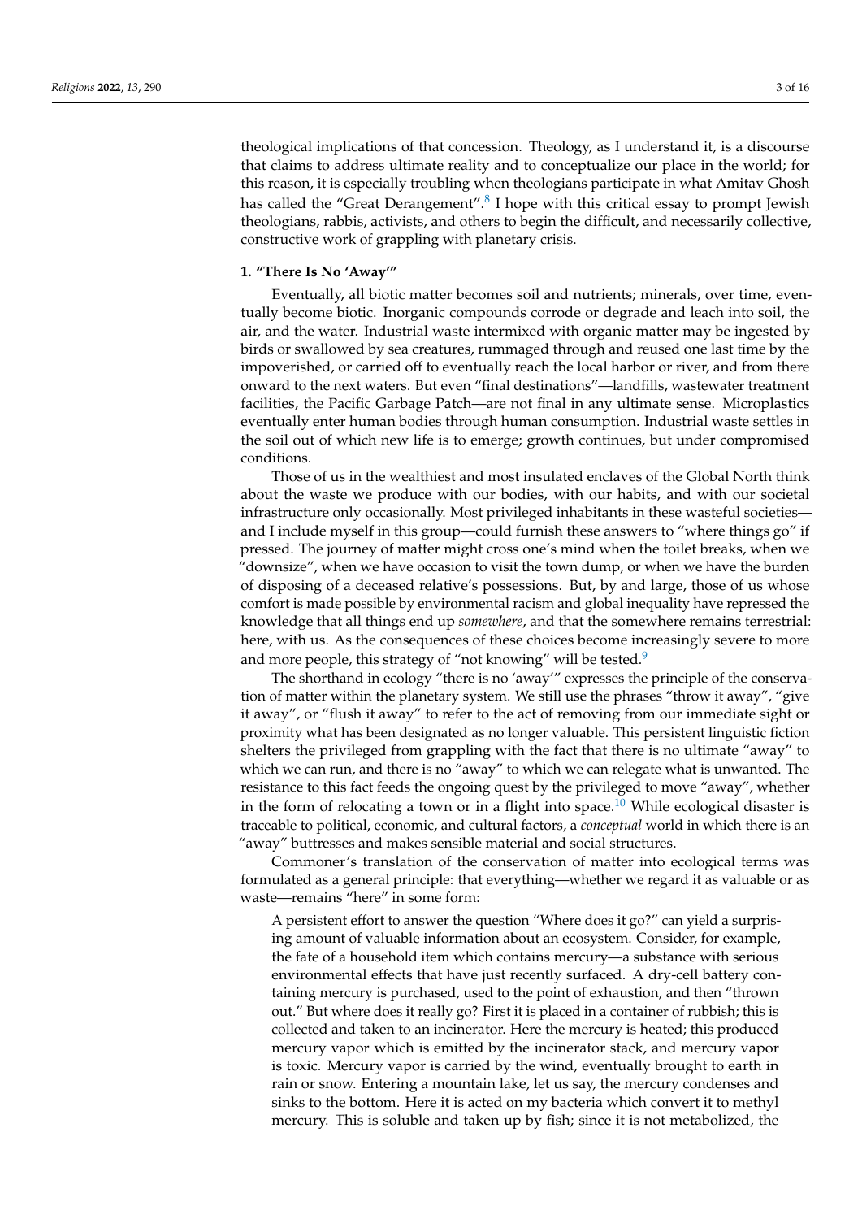theological implications of that concession. Theology, as I understand it, is a discourse that claims to address ultimate reality and to conceptualize our place in the world; for this reason, it is especially troubling when theologians participate in what Amitav Ghosh has called the "Great Derangement".[8] I hope with this critical essay to prompt Jewish theologians, rabbis, activists, and others to begin the difficult, and necessarily collective, constructive work of grappling with planetary crisis.

## 1. "There Is No 'Away'"

Eventually, all biotic matter becomes soil and nutrients; minerals, over time, eventually become biotic. Inorganic compounds corrode or degrade and leach into soil, the air, and the water. Industrial waste intermixed with organic matter may be ingested by birds or swallowed by sea creatures, rummaged through and reused one last time by the impoverished, or carried off to eventually reach the local harbor or river, and from there onward to the next waters. But even "final destinations"—landfills, wastewater treatment facilities, the Pacific Garbage Patch—are not final in any ultimate sense. Microplastics eventually enter human bodies through human consumption. Industrial waste settles in the soil out of which new life is to emerge; growth continues, but under compromised conditions.

Those of us in the wealthiest and most insulated enclaves of the Global North think about the waste we produce with our bodies, with our habits, and with our societal infrastructure only occasionally. Most privileged inhabitants in these wasteful societies—and I include myself in this group—could furnish these answers to "where things go" if pressed. The journey of matter might cross one's mind when the toilet breaks, when we "downsize", when we have occasion to visit the town dump, or when we have the burden of disposing of a deceased relative's possessions. But, by and large, those of us whose comfort is made possible by environmental racism and global inequality have repressed the knowledge that all things end up *somewhere*, and that the somewhere remains terrestrial: here, with us. As the consequences of these choices become increasingly severe to more and more people, this strategy of "not knowing" will be tested.[9]

The shorthand in ecology "there is no 'away'" expresses the principle of the conservation of matter within the planetary system. We still use the phrases "throw it away", "give it away", or "flush it away" to refer to the act of removing from our immediate sight or proximity what has been designated as no longer valuable. This persistent linguistic fiction shelters the privileged from grappling with the fact that there is no ultimate "away" to which we can run, and there is no "away" to which we can relegate what is unwanted. The resistance to this fact feeds the ongoing quest by the privileged to move "away", whether in the form of relocating a town or in a flight into space.[10] While ecological disaster is traceable to political, economic, and cultural factors, a *conceptual* world in which there is an "away" buttresses and makes sensible material and social structures.

Commoner's translation of the conservation of matter into ecological terms was formulated as a general principle: that everything—whether we regard it as valuable or as waste—remains "here" in some form:

> A persistent effort to answer the question "Where does it go?" can yield a surprising amount of valuable information about an ecosystem. Consider, for example, the fate of a household item which contains mercury—a substance with serious environmental effects that have just recently surfaced. A dry-cell battery containing mercury is purchased, used to the point of exhaustion, and then "thrown out." But where does it really go? First it is placed in a container of rubbish; this is collected and taken to an incinerator. Here the mercury is heated; this produced mercury vapor which is emitted by the incinerator stack, and mercury vapor is toxic. Mercury vapor is carried by the wind, eventually brought to earth in rain or snow. Entering a mountain lake, let us say, the mercury condenses and sinks to the bottom. Here it is acted on my bacteria which convert it to methyl mercury. This is soluble and taken up by fish; since it is not metabolized, the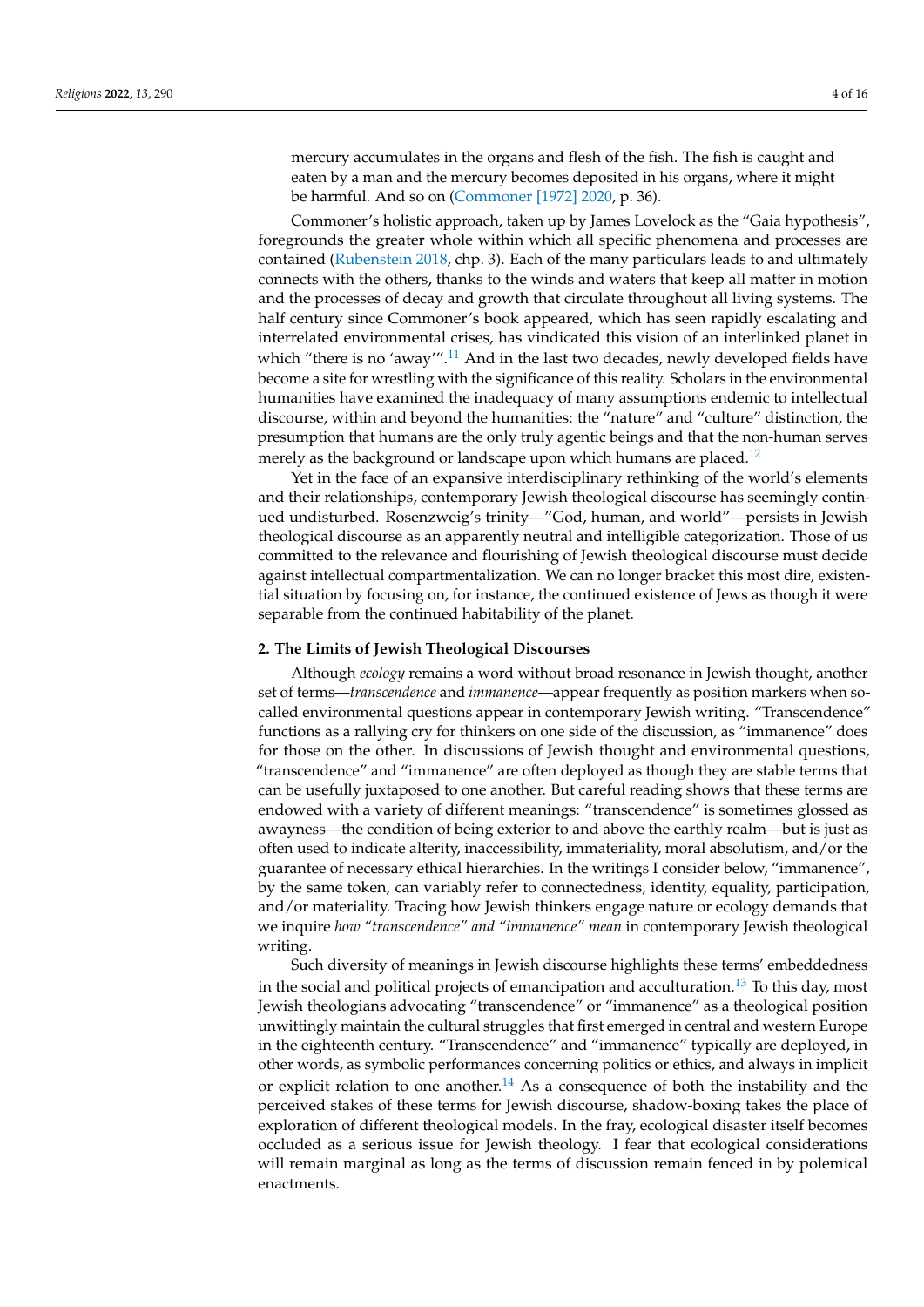mercury accumulates in the organs and flesh of the fish. The fish is caught and eaten by a man and the mercury becomes deposited in his organs, where it might be harmful. And so on (Commoner [1972] 2020, p. 36).

Commoner's holistic approach, taken up by James Lovelock as the "Gaia hypothesis", foregrounds the greater whole within which all specific phenomena and processes are contained (Rubenstein 2018, chp. 3). Each of the many particulars leads to and ultimately connects with the others, thanks to the winds and waters that keep all matter in motion and the processes of decay and growth that circulate throughout all living systems. The half century since Commoner's book appeared, which has seen rapidly escalating and interrelated environmental crises, has vindicated this vision of an interlinked planet in which "there is no 'away'".[11] And in the last two decades, newly developed fields have become a site for wrestling with the significance of this reality. Scholars in the environmental humanities have examined the inadequacy of many assumptions endemic to intellectual discourse, within and beyond the humanities: the "nature" and "culture" distinction, the presumption that humans are the only truly agentic beings and that the non-human serves merely as the background or landscape upon which humans are placed.[12]

Yet in the face of an expansive interdisciplinary rethinking of the world's elements and their relationships, contemporary Jewish theological discourse has seemingly continued undisturbed. Rosenzweig's trinity—"God, human, and world"—persists in Jewish theological discourse as an apparently neutral and intelligible categorization. Those of us committed to the relevance and flourishing of Jewish theological discourse must decide against intellectual compartmentalization. We can no longer bracket this most dire, existential situation by focusing on, for instance, the continued existence of Jews as though it were separable from the continued habitability of the planet.

## 2. The Limits of Jewish Theological Discourses

Although *ecology* remains a word without broad resonance in Jewish thought, another set of terms—*transcendence* and *immanence*—appear frequently as position markers when so-called environmental questions appear in contemporary Jewish writing. "Transcendence" functions as a rallying cry for thinkers on one side of the discussion, as "immanence" does for those on the other. In discussions of Jewish thought and environmental questions, "transcendence" and "immanence" are often deployed as though they are stable terms that can be usefully juxtaposed to one another. But careful reading shows that these terms are endowed with a variety of different meanings: "transcendence" is sometimes glossed as awayness—the condition of being exterior to and above the earthly realm—but is just as often used to indicate alterity, inaccessibility, immateriality, moral absolutism, and/or the guarantee of necessary ethical hierarchies. In the writings I consider below, "immanence", by the same token, can variably refer to connectedness, identity, equality, participation, and/or materiality. Tracing how Jewish thinkers engage nature or ecology demands that we inquire *how "transcendence" and "immanence" mean* in contemporary Jewish theological writing.

Such diversity of meanings in Jewish discourse highlights these terms' embeddedness in the social and political projects of emancipation and acculturation.[13] To this day, most Jewish theologians advocating "transcendence" or "immanence" as a theological position unwittingly maintain the cultural struggles that first emerged in central and western Europe in the eighteenth century. "Transcendence" and "immanence" typically are deployed, in other words, as symbolic performances concerning politics or ethics, and always in implicit or explicit relation to one another.[14] As a consequence of both the instability and the perceived stakes of these terms for Jewish discourse, shadow-boxing takes the place of exploration of different theological models. In the fray, ecological disaster itself becomes occluded as a serious issue for Jewish theology. I fear that ecological considerations will remain marginal as long as the terms of discussion remain fenced in by polemical enactments.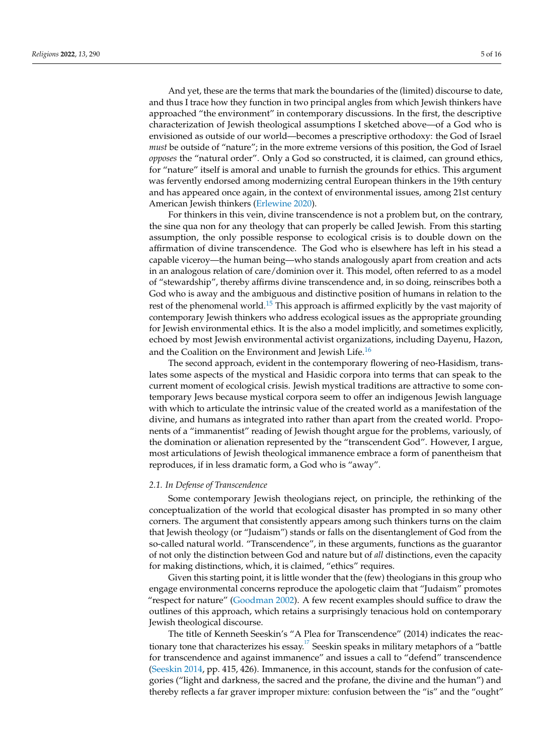And yet, these are the terms that mark the boundaries of the (limited) discourse to date, and thus I trace how they function in two principal angles from which Jewish thinkers have approached "the environment" in contemporary discussions. In the first, the descriptive characterization of Jewish theological assumptions I sketched above—of a God who is envisioned as outside of our world—becomes a prescriptive orthodoxy: the God of Israel *must* be outside of "nature"; in the more extreme versions of this position, the God of Israel *opposes* the "natural order". Only a God so constructed, it is claimed, can ground ethics, for "nature" itself is amoral and unable to furnish the grounds for ethics. This argument was fervently endorsed among modernizing central European thinkers in the 19th century and has appeared once again, in the context of environmental issues, among 21st century American Jewish thinkers (Erlewine 2020).

For thinkers in this vein, divine transcendence is not a problem but, on the contrary, the sine qua non for any theology that can properly be called Jewish. From this starting assumption, the only possible response to ecological crisis is to double down on the affirmation of divine transcendence. The God who is elsewhere has left in his stead a capable viceroy—the human being—who stands analogously apart from creation and acts in an analogous relation of care/dominion over it. This model, often referred to as a model of "stewardship", thereby affirms divine transcendence and, in so doing, reinscribes both a God who is away and the ambiguous and distinctive position of humans in relation to the rest of the phenomenal world.[15] This approach is affirmed explicitly by the vast majority of contemporary Jewish thinkers who address ecological issues as the appropriate grounding for Jewish environmental ethics. It is the also a model implicitly, and sometimes explicitly, echoed by most Jewish environmental activist organizations, including Dayenu, Hazon, and the Coalition on the Environment and Jewish Life.[16]

The second approach, evident in the contemporary flowering of neo-Hasidism, translates some aspects of the mystical and Hasidic corpora into terms that can speak to the current moment of ecological crisis. Jewish mystical traditions are attractive to some contemporary Jews because mystical corpora seem to offer an indigenous Jewish language with which to articulate the intrinsic value of the created world as a manifestation of the divine, and humans as integrated into rather than apart from the created world. Proponents of a "immanentist" reading of Jewish thought argue for the problems, variously, of the domination or alienation represented by the "transcendent God". However, I argue, most articulations of Jewish theological immanence embrace a form of panentheism that reproduces, if in less dramatic form, a God who is "away".

### *2.1. In Defense of Transcendence*

Some contemporary Jewish theologians reject, on principle, the rethinking of the conceptualization of the world that ecological disaster has prompted in so many other corners. The argument that consistently appears among such thinkers turns on the claim that Jewish theology (or "Judaism") stands or falls on the disentanglement of God from the so-called natural world. "Transcendence", in these arguments, functions as the guarantor of not only the distinction between God and nature but of *all* distinctions, even the capacity for making distinctions, which, it is claimed, "ethics" requires.

Given this starting point, it is little wonder that the (few) theologians in this group who engage environmental concerns reproduce the apologetic claim that "Judaism" promotes "respect for nature" (Goodman 2002). A few recent examples should suffice to draw the outlines of this approach, which retains a surprisingly tenacious hold on contemporary Jewish theological discourse.

The title of Kenneth Seeskin's "A Plea for Transcendence" (2014) indicates the reactionary tone that characterizes his essay.[17] Seeskin speaks in military metaphors of a "battle for transcendence and against immanence" and issues a call to "defend" transcendence (Seeskin 2014, pp. 415, 426). Immanence, in this account, stands for the confusion of categories ("light and darkness, the sacred and the profane, the divine and the human") and thereby reflects a far graver improper mixture: confusion between the "is" and the "ought"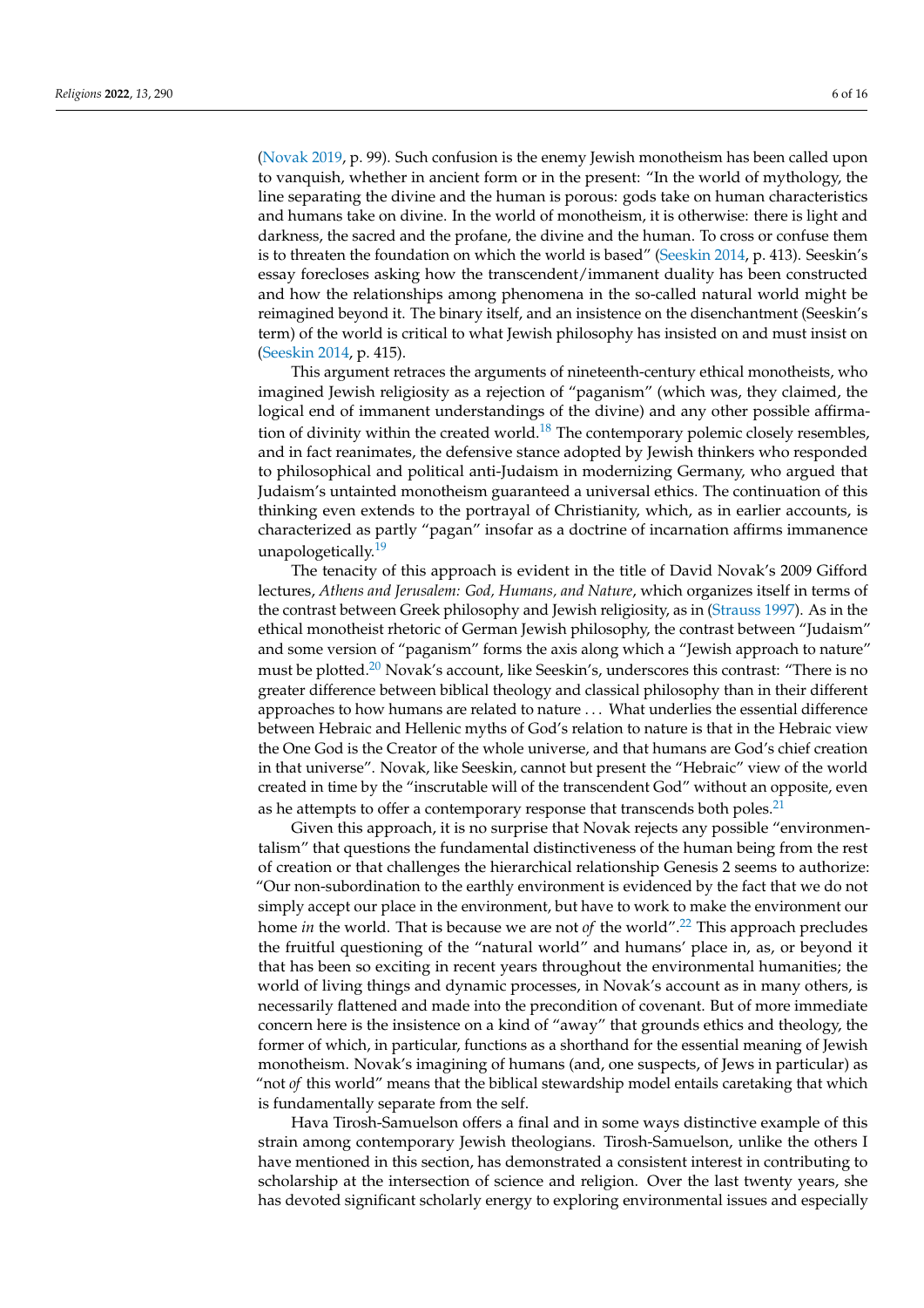(Novak 2019, p. 99). Such confusion is the enemy Jewish monotheism has been called upon to vanquish, whether in ancient form or in the present: "In the world of mythology, the line separating the divine and the human is porous: gods take on human characteristics and humans take on divine. In the world of monotheism, it is otherwise: there is light and darkness, the sacred and the profane, the divine and the human. To cross or confuse them is to threaten the foundation on which the world is based" (Seeskin 2014, p. 413). Seeskin's essay forecloses asking how the transcendent/immanent duality has been constructed and how the relationships among phenomena in the so-called natural world might be reimagined beyond it. The binary itself, and an insistence on the disenchantment (Seeskin's term) of the world is critical to what Jewish philosophy has insisted on and must insist on (Seeskin 2014, p. 415).

This argument retraces the arguments of nineteenth-century ethical monotheists, who imagined Jewish religiosity as a rejection of "paganism" (which was, they claimed, the logical end of immanent understandings of the divine) and any other possible affirmation of divinity within the created world.[18] The contemporary polemic closely resembles, and in fact reanimates, the defensive stance adopted by Jewish thinkers who responded to philosophical and political anti-Judaism in modernizing Germany, who argued that Judaism's untainted monotheism guaranteed a universal ethics. The continuation of this thinking even extends to the portrayal of Christianity, which, as in earlier accounts, is characterized as partly "pagan" insofar as a doctrine of incarnation affirms immanence unapologetically.[19]

The tenacity of this approach is evident in the title of David Novak's 2009 Gifford lectures, *Athens and Jerusalem: God, Humans, and Nature*, which organizes itself in terms of the contrast between Greek philosophy and Jewish religiosity, as in (Strauss 1997). As in the ethical monotheist rhetoric of German Jewish philosophy, the contrast between "Judaism" and some version of "paganism" forms the axis along which a "Jewish approach to nature" must be plotted.[20] Novak's account, like Seeskin's, underscores this contrast: "There is no greater difference between biblical theology and classical philosophy than in their different approaches to how humans are related to nature . . . What underlies the essential difference between Hebraic and Hellenic myths of God's relation to nature is that in the Hebraic view the One God is the Creator of the whole universe, and that humans are God's chief creation in that universe". Novak, like Seeskin, cannot but present the "Hebraic" view of the world created in time by the "inscrutable will of the transcendent God" without an opposite, even as he attempts to offer a contemporary response that transcends both poles.[21]

Given this approach, it is no surprise that Novak rejects any possible "environmentalism" that questions the fundamental distinctiveness of the human being from the rest of creation or that challenges the hierarchical relationship Genesis 2 seems to authorize: "Our non-subordination to the earthly environment is evidenced by the fact that we do not simply accept our place in the environment, but have to work to make the environment our home *in* the world. That is because we are not *of* the world".[22] This approach precludes the fruitful questioning of the "natural world" and humans' place in, as, or beyond it that has been so exciting in recent years throughout the environmental humanities; the world of living things and dynamic processes, in Novak's account as in many others, is necessarily flattened and made into the precondition of covenant. But of more immediate concern here is the insistence on a kind of "away" that grounds ethics and theology, the former of which, in particular, functions as a shorthand for the essential meaning of Jewish monotheism. Novak's imagining of humans (and, one suspects, of Jews in particular) as "not *of* this world" means that the biblical stewardship model entails caretaking that which is fundamentally separate from the self.

Hava Tirosh-Samuelson offers a final and in some ways distinctive example of this strain among contemporary Jewish theologians. Tirosh-Samuelson, unlike the others I have mentioned in this section, has demonstrated a consistent interest in contributing to scholarship at the intersection of science and religion. Over the last twenty years, she has devoted significant scholarly energy to exploring environmental issues and especially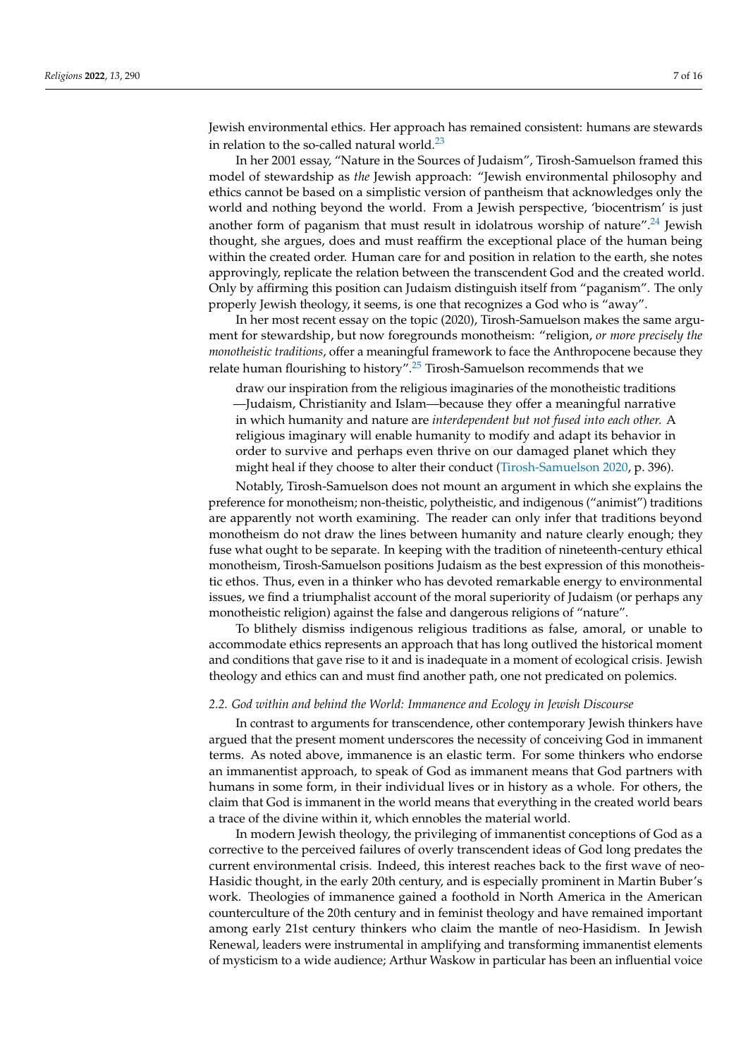Jewish environmental ethics. Her approach has remained consistent: humans are stewards in relation to the so-called natural world.[23]

In her 2001 essay, "Nature in the Sources of Judaism", Tirosh-Samuelson framed this model of stewardship as *the* Jewish approach: "Jewish environmental philosophy and ethics cannot be based on a simplistic version of pantheism that acknowledges only the world and nothing beyond the world. From a Jewish perspective, 'biocentrism' is just another form of paganism that must result in idolatrous worship of nature".[24] Jewish thought, she argues, does and must reaffirm the exceptional place of the human being within the created order. Human care for and position in relation to the earth, she notes approvingly, replicate the relation between the transcendent God and the created world. Only by affirming this position can Judaism distinguish itself from "paganism". The only properly Jewish theology, it seems, is one that recognizes a God who is "away".

In her most recent essay on the topic (2020), Tirosh-Samuelson makes the same argument for stewardship, but now foregrounds monotheism: "religion, *or more precisely the monotheistic traditions*, offer a meaningful framework to face the Anthropocene because they relate human flourishing to history".[25] Tirosh-Samuelson recommends that we

> draw our inspiration from the religious imaginaries of the monotheistic traditions —Judaism, Christianity and Islam—because they offer a meaningful narrative in which humanity and nature are *interdependent but not fused into each other.* A religious imaginary will enable humanity to modify and adapt its behavior in order to survive and perhaps even thrive on our damaged planet which they might heal if they choose to alter their conduct (Tirosh-Samuelson 2020, p. 396).

Notably, Tirosh-Samuelson does not mount an argument in which she explains the preference for monotheism; non-theistic, polytheistic, and indigenous ("animist") traditions are apparently not worth examining. The reader can only infer that traditions beyond monotheism do not draw the lines between humanity and nature clearly enough; they fuse what ought to be separate. In keeping with the tradition of nineteenth-century ethical monotheism, Tirosh-Samuelson positions Judaism as the best expression of this monotheistic ethos. Thus, even in a thinker who has devoted remarkable energy to environmental issues, we find a triumphalist account of the moral superiority of Judaism (or perhaps any monotheistic religion) against the false and dangerous religions of "nature".

To blithely dismiss indigenous religious traditions as false, amoral, or unable to accommodate ethics represents an approach that has long outlived the historical moment and conditions that gave rise to it and is inadequate in a moment of ecological crisis. Jewish theology and ethics can and must find another path, one not predicated on polemics.

### *2.2. God within and behind the World: Immanence and Ecology in Jewish Discourse*

In contrast to arguments for transcendence, other contemporary Jewish thinkers have argued that the present moment underscores the necessity of conceiving God in immanent terms. As noted above, immanence is an elastic term. For some thinkers who endorse an immanentist approach, to speak of God as immanent means that God partners with humans in some form, in their individual lives or in history as a whole. For others, the claim that God is immanent in the world means that everything in the created world bears a trace of the divine within it, which ennobles the material world.

In modern Jewish theology, the privileging of immanentist conceptions of God as a corrective to the perceived failures of overly transcendent ideas of God long predates the current environmental crisis. Indeed, this interest reaches back to the first wave of neo-Hasidic thought, in the early 20th century, and is especially prominent in Martin Buber's work. Theologies of immanence gained a foothold in North America in the American counterculture of the 20th century and in feminist theology and have remained important among early 21st century thinkers who claim the mantle of neo-Hasidism. In Jewish Renewal, leaders were instrumental in amplifying and transforming immanentist elements of mysticism to a wide audience; Arthur Waskow in particular has been an influential voice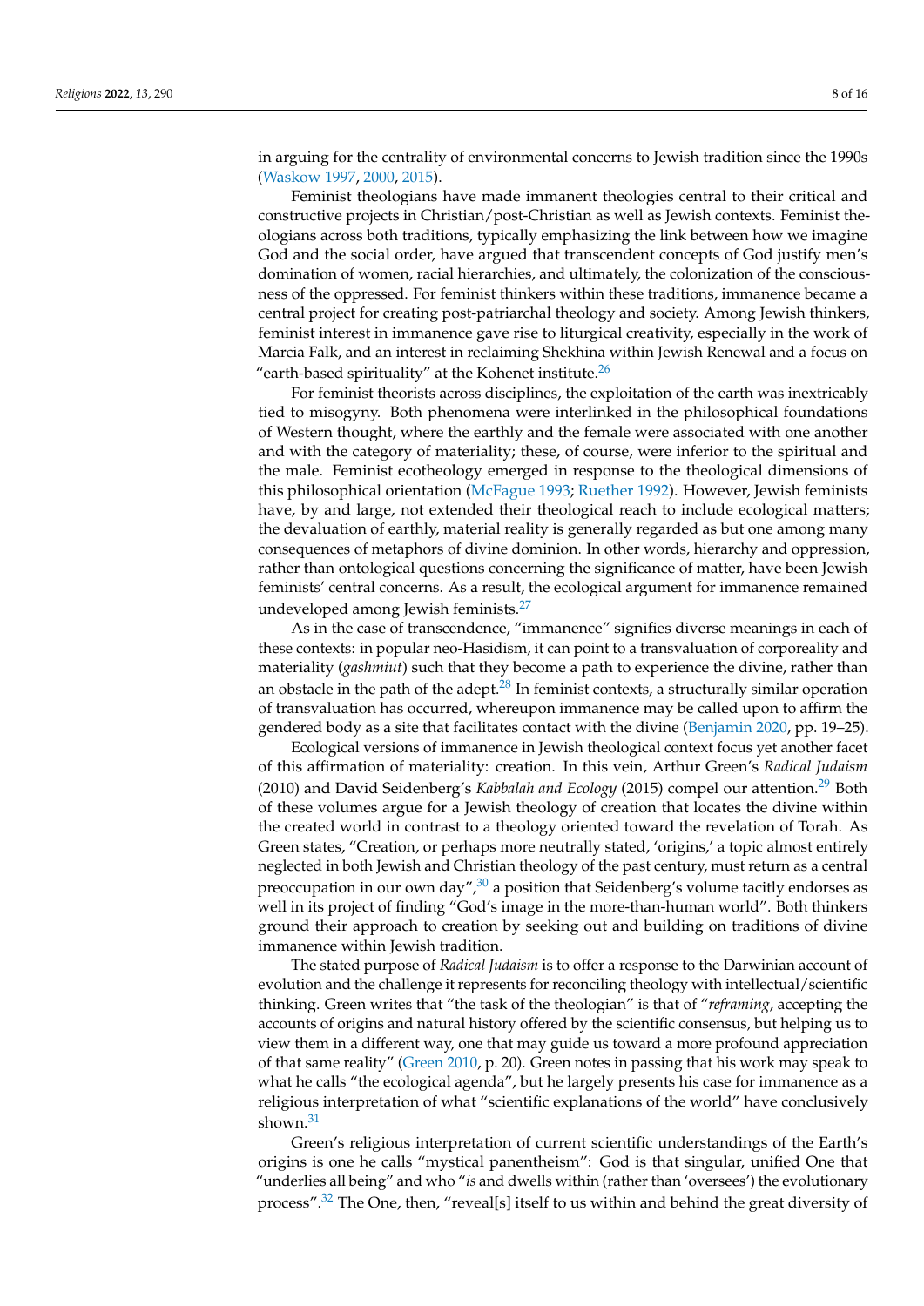in arguing for the centrality of environmental concerns to Jewish tradition since the 1990s (Waskow 1997, 2000, 2015).

Feminist theologians have made immanent theologies central to their critical and constructive projects in Christian/post-Christian as well as Jewish contexts. Feminist theologians across both traditions, typically emphasizing the link between how we imagine God and the social order, have argued that transcendent concepts of God justify men's domination of women, racial hierarchies, and ultimately, the colonization of the consciousness of the oppressed. For feminist thinkers within these traditions, immanence became a central project for creating post-patriarchal theology and society. Among Jewish thinkers, feminist interest in immanence gave rise to liturgical creativity, especially in the work of Marcia Falk, and an interest in reclaiming Shekhina within Jewish Renewal and a focus on "earth-based spirituality" at the Kohenet institute.[26]

For feminist theorists across disciplines, the exploitation of the earth was inextricably tied to misogyny. Both phenomena were interlinked in the philosophical foundations of Western thought, where the earthly and the female were associated with one another and with the category of materiality; these, of course, were inferior to the spiritual and the male. Feminist ecotheology emerged in response to the theological dimensions of this philosophical orientation (McFague 1993; Ruether 1992). However, Jewish feminists have, by and large, not extended their theological reach to include ecological matters; the devaluation of earthly, material reality is generally regarded as but one among many consequences of metaphors of divine dominion. In other words, hierarchy and oppression, rather than ontological questions concerning the significance of matter, have been Jewish feminists' central concerns. As a result, the ecological argument for immanence remained undeveloped among Jewish feminists.[27]

As in the case of transcendence, "immanence" signifies diverse meanings in each of these contexts: in popular neo-Hasidism, it can point to a transvaluation of corporeality and materiality (*gashmiut*) such that they become a path to experience the divine, rather than an obstacle in the path of the adept.[28] In feminist contexts, a structurally similar operation of transvaluation has occurred, whereupon immanence may be called upon to affirm the gendered body as a site that facilitates contact with the divine (Benjamin 2020, pp. 19–25).

Ecological versions of immanence in Jewish theological context focus yet another facet of this affirmation of materiality: creation. In this vein, Arthur Green's *Radical Judaism* (2010) and David Seidenberg's *Kabbalah and Ecology* (2015) compel our attention.[29] Both of these volumes argue for a Jewish theology of creation that locates the divine within the created world in contrast to a theology oriented toward the revelation of Torah. As Green states, "Creation, or perhaps more neutrally stated, 'origins,' a topic almost entirely neglected in both Jewish and Christian theology of the past century, must return as a central preoccupation in our own day",[30] a position that Seidenberg's volume tacitly endorses as well in its project of finding "God's image in the more-than-human world". Both thinkers ground their approach to creation by seeking out and building on traditions of divine immanence within Jewish tradition.

The stated purpose of *Radical Judaism* is to offer a response to the Darwinian account of evolution and the challenge it represents for reconciling theology with intellectual/scientific thinking. Green writes that "the task of the theologian" is that of "*reframing*, accepting the accounts of origins and natural history offered by the scientific consensus, but helping us to view them in a different way, one that may guide us toward a more profound appreciation of that same reality" (Green 2010, p. 20). Green notes in passing that his work may speak to what he calls "the ecological agenda", but he largely presents his case for immanence as a religious interpretation of what "scientific explanations of the world" have conclusively shown.[31]

Green's religious interpretation of current scientific understandings of the Earth's origins is one he calls "mystical panentheism": God is that singular, unified One that "underlies all being" and who "*is* and dwells within (rather than 'oversees') the evolutionary process".[32] The One, then, "reveal[s] itself to us within and behind the great diversity of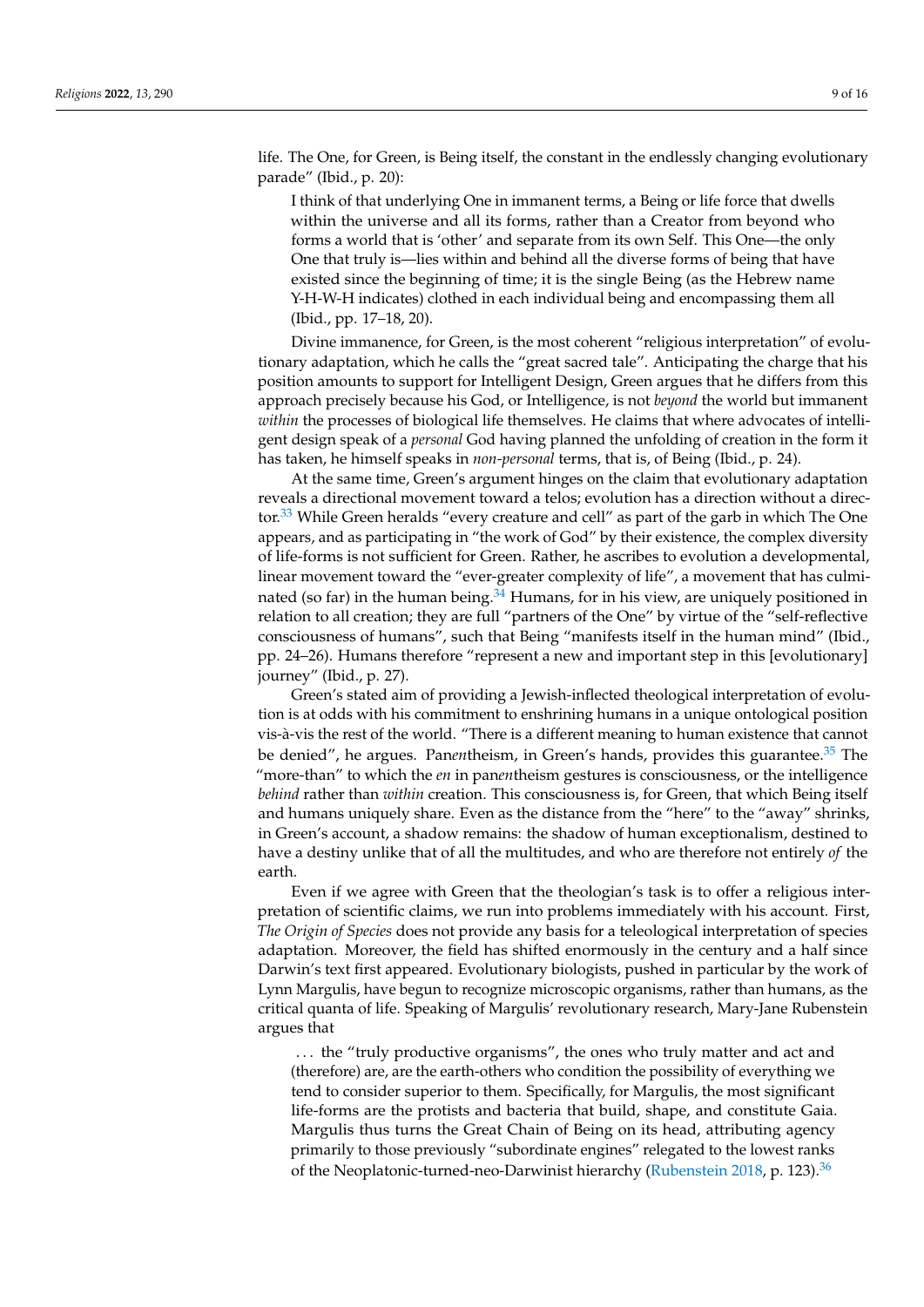life. The One, for Green, is Being itself, the constant in the endlessly changing evolutionary parade" (Ibid., p. 20):

> I think of that underlying One in immanent terms, a Being or life force that dwells within the universe and all its forms, rather than a Creator from beyond who forms a world that is 'other' and separate from its own Self. This One—the only One that truly is—lies within and behind all the diverse forms of being that have existed since the beginning of time; it is the single Being (as the Hebrew name Y-H-W-H indicates) clothed in each individual being and encompassing them all (Ibid., pp. 17–18, 20).

Divine immanence, for Green, is the most coherent "religious interpretation" of evolutionary adaptation, which he calls the "great sacred tale". Anticipating the charge that his position amounts to support for Intelligent Design, Green argues that he differs from this approach precisely because his God, or Intelligence, is not *beyond* the world but immanent *within* the processes of biological life themselves. He claims that where advocates of intelligent design speak of a *personal* God having planned the unfolding of creation in the form it has taken, he himself speaks in *non-personal* terms, that is, of Being (Ibid., p. 24).

At the same time, Green's argument hinges on the claim that evolutionary adaptation reveals a directional movement toward a telos; evolution has a direction without a director.[33] While Green heralds "every creature and cell" as part of the garb in which The One appears, and as participating in "the work of God" by their existence, the complex diversity of life-forms is not sufficient for Green. Rather, he ascribes to evolution a developmental, linear movement toward the "ever-greater complexity of life", a movement that has culminated (so far) in the human being.[34] Humans, for in his view, are uniquely positioned in relation to all creation; they are full "partners of the One" by virtue of the "self-reflective consciousness of humans", such that Being "manifests itself in the human mind" (Ibid., pp. 24–26). Humans therefore "represent a new and important step in this [evolutionary] journey" (Ibid., p. 27).

Green's stated aim of providing a Jewish-inflected theological interpretation of evolution is at odds with his commitment to enshrining humans in a unique ontological position vis-à-vis the rest of the world. "There is a different meaning to human existence that cannot be denied", he argues. Pan*en*theism, in Green's hands, provides this guarantee.[35] The "more-than" to which the *en* in pan*en*theism gestures is consciousness, or the intelligence *behind* rather than *within* creation. This consciousness is, for Green, that which Being itself and humans uniquely share. Even as the distance from the "here" to the "away" shrinks, in Green's account, a shadow remains: the shadow of human exceptionalism, destined to have a destiny unlike that of all the multitudes, and who are therefore not entirely *of* the earth.

Even if we agree with Green that the theologian's task is to offer a religious interpretation of scientific claims, we run into problems immediately with his account. First, *The Origin of Species* does not provide any basis for a teleological interpretation of species adaptation. Moreover, the field has shifted enormously in the century and a half since Darwin's text first appeared. Evolutionary biologists, pushed in particular by the work of Lynn Margulis, have begun to recognize microscopic organisms, rather than humans, as the critical quanta of life. Speaking of Margulis' revolutionary research, Mary-Jane Rubenstein argues that

> ... the "truly productive organisms", the ones who truly matter and act and (therefore) are, are the earth-others who condition the possibility of everything we tend to consider superior to them. Specifically, for Margulis, the most significant life-forms are the protists and bacteria that build, shape, and constitute Gaia. Margulis thus turns the Great Chain of Being on its head, attributing agency primarily to those previously "subordinate engines" relegated to the lowest ranks of the Neoplatonic-turned-neo-Darwinist hierarchy (Rubenstein 2018, p. 123).[36]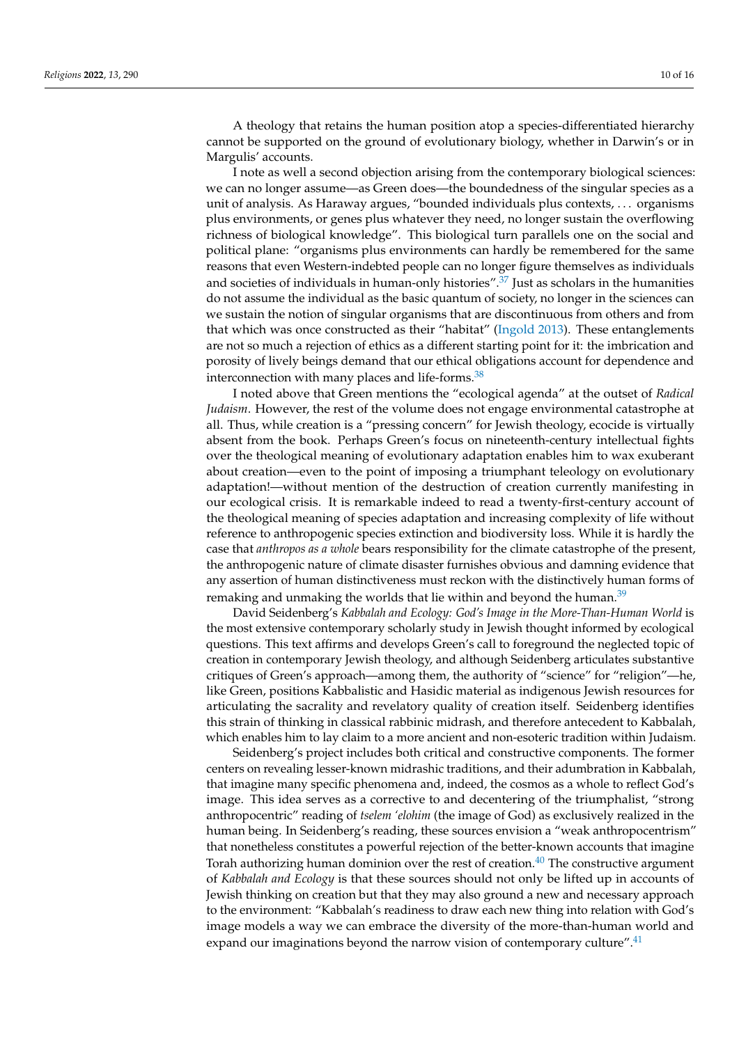A theology that retains the human position atop a species-differentiated hierarchy cannot be supported on the ground of evolutionary biology, whether in Darwin's or in Margulis' accounts.

I note as well a second objection arising from the contemporary biological sciences: we can no longer assume—as Green does—the boundedness of the singular species as a unit of analysis. As Haraway argues, "bounded individuals plus contexts, ... organisms plus environments, or genes plus whatever they need, no longer sustain the overflowing richness of biological knowledge". This biological turn parallels one on the social and political plane: "organisms plus environments can hardly be remembered for the same reasons that even Western-indebted people can no longer figure themselves as individuals and societies of individuals in human-only histories".[37] Just as scholars in the humanities do not assume the individual as the basic quantum of society, no longer in the sciences can we sustain the notion of singular organisms that are discontinuous from others and from that which was once constructed as their "habitat" (Ingold 2013). These entanglements are not so much a rejection of ethics as a different starting point for it: the imbrication and porosity of lively beings demand that our ethical obligations account for dependence and interconnection with many places and life-forms.[38]

I noted above that Green mentions the "ecological agenda" at the outset of *Radical Judaism*. However, the rest of the volume does not engage environmental catastrophe at all. Thus, while creation is a "pressing concern" for Jewish theology, ecocide is virtually absent from the book. Perhaps Green's focus on nineteenth-century intellectual fights over the theological meaning of evolutionary adaptation enables him to wax exuberant about creation—even to the point of imposing a triumphant teleology on evolutionary adaptation!—without mention of the destruction of creation currently manifesting in our ecological crisis. It is remarkable indeed to read a twenty-first-century account of the theological meaning of species adaptation and increasing complexity of life without reference to anthropogenic species extinction and biodiversity loss. While it is hardly the case that *anthropos as a whole* bears responsibility for the climate catastrophe of the present, the anthropogenic nature of climate disaster furnishes obvious and damning evidence that any assertion of human distinctiveness must reckon with the distinctively human forms of remaking and unmaking the worlds that lie within and beyond the human.[39]

David Seidenberg's *Kabbalah and Ecology: God's Image in the More-Than-Human World* is the most extensive contemporary scholarly study in Jewish thought informed by ecological questions. This text affirms and develops Green's call to foreground the neglected topic of creation in contemporary Jewish theology, and although Seidenberg articulates substantive critiques of Green's approach—among them, the authority of "science" for "religion"—he, like Green, positions Kabbalistic and Hasidic material as indigenous Jewish resources for articulating the sacrality and revelatory quality of creation itself. Seidenberg identifies this strain of thinking in classical rabbinic midrash, and therefore antecedent to Kabbalah, which enables him to lay claim to a more ancient and non-esoteric tradition within Judaism.

Seidenberg's project includes both critical and constructive components. The former centers on revealing lesser-known midrashic traditions, and their adumbration in Kabbalah, that imagine many specific phenomena and, indeed, the cosmos as a whole to reflect God's image. This idea serves as a corrective to and decentering of the triumphalist, "strong anthropocentric" reading of *tselem 'elohim* (the image of God) as exclusively realized in the human being. In Seidenberg's reading, these sources envision a "weak anthropocentrism" that nonetheless constitutes a powerful rejection of the better-known accounts that imagine Torah authorizing human dominion over the rest of creation.[40] The constructive argument of *Kabbalah and Ecology* is that these sources should not only be lifted up in accounts of Jewish thinking on creation but that they may also ground a new and necessary approach to the environment: "Kabbalah's readiness to draw each new thing into relation with God's image models a way we can embrace the diversity of the more-than-human world and expand our imaginations beyond the narrow vision of contemporary culture".[41]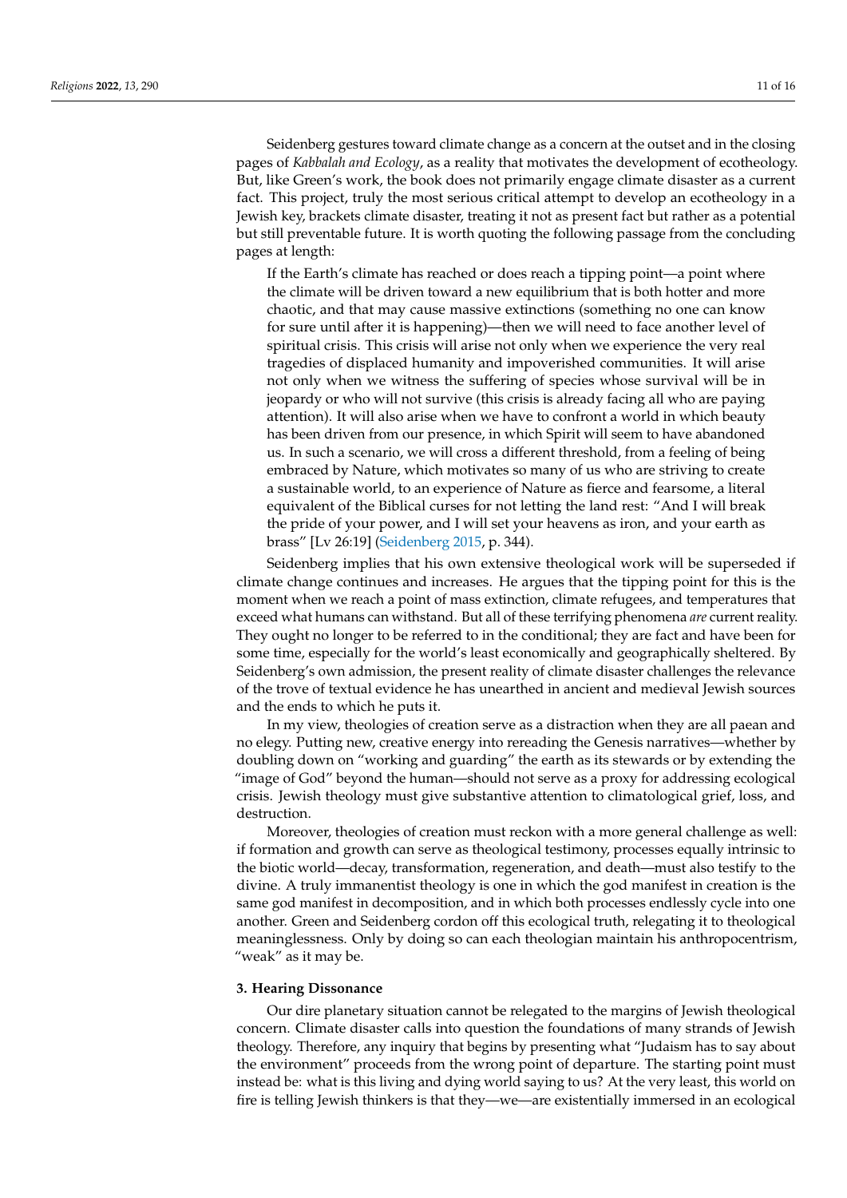Seidenberg gestures toward climate change as a concern at the outset and in the closing pages of *Kabbalah and Ecology*, as a reality that motivates the development of ecotheology. But, like Green's work, the book does not primarily engage climate disaster as a current fact. This project, truly the most serious critical attempt to develop an ecotheology in a Jewish key, brackets climate disaster, treating it not as present fact but rather as a potential but still preventable future. It is worth quoting the following passage from the concluding pages at length:

> If the Earth's climate has reached or does reach a tipping point—a point where the climate will be driven toward a new equilibrium that is both hotter and more chaotic, and that may cause massive extinctions (something no one can know for sure until after it is happening)—then we will need to face another level of spiritual crisis. This crisis will arise not only when we experience the very real tragedies of displaced humanity and impoverished communities. It will arise not only when we witness the suffering of species whose survival will be in jeopardy or who will not survive (this crisis is already facing all who are paying attention). It will also arise when we have to confront a world in which beauty has been driven from our presence, in which Spirit will seem to have abandoned us. In such a scenario, we will cross a different threshold, from a feeling of being embraced by Nature, which motivates so many of us who are striving to create a sustainable world, to an experience of Nature as fierce and fearsome, a literal equivalent of the Biblical curses for not letting the land rest: "And I will break the pride of your power, and I will set your heavens as iron, and your earth as brass" [Lv 26:19] (Seidenberg 2015, p. 344).

Seidenberg implies that his own extensive theological work will be superseded if climate change continues and increases. He argues that the tipping point for this is the moment when we reach a point of mass extinction, climate refugees, and temperatures that exceed what humans can withstand. But all of these terrifying phenomena *are* current reality. They ought no longer to be referred to in the conditional; they are fact and have been for some time, especially for the world's least economically and geographically sheltered. By Seidenberg's own admission, the present reality of climate disaster challenges the relevance of the trove of textual evidence he has unearthed in ancient and medieval Jewish sources and the ends to which he puts it.

In my view, theologies of creation serve as a distraction when they are all paean and no elegy. Putting new, creative energy into rereading the Genesis narratives—whether by doubling down on "working and guarding" the earth as its stewards or by extending the "image of God" beyond the human—should not serve as a proxy for addressing ecological crisis. Jewish theology must give substantive attention to climatological grief, loss, and destruction.

Moreover, theologies of creation must reckon with a more general challenge as well: if formation and growth can serve as theological testimony, processes equally intrinsic to the biotic world—decay, transformation, regeneration, and death—must also testify to the divine. A truly immanentist theology is one in which the god manifest in creation is the same god manifest in decomposition, and in which both processes endlessly cycle into one another. Green and Seidenberg cordon off this ecological truth, relegating it to theological meaninglessness. Only by doing so can each theologian maintain his anthropocentrism, "weak" as it may be.

## 3. Hearing Dissonance

Our dire planetary situation cannot be relegated to the margins of Jewish theological concern. Climate disaster calls into question the foundations of many strands of Jewish theology. Therefore, any inquiry that begins by presenting what "Judaism has to say about the environment" proceeds from the wrong point of departure. The starting point must instead be: what is this living and dying world saying to us? At the very least, this world on fire is telling Jewish thinkers is that they—we—are existentially immersed in an ecological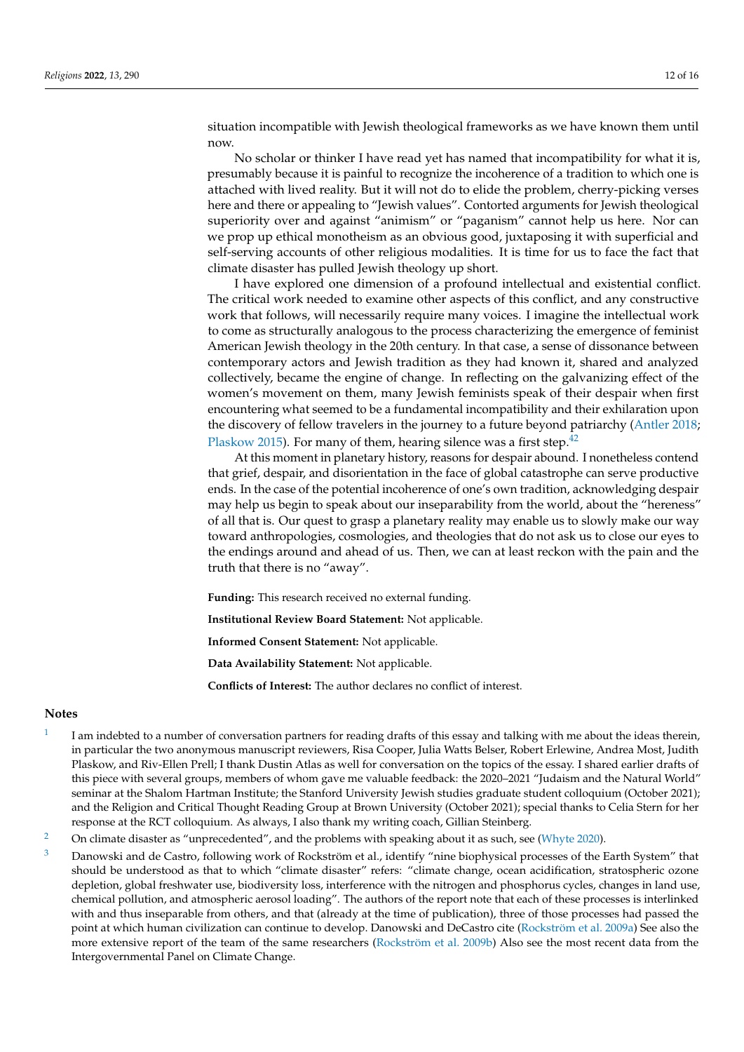situation incompatible with Jewish theological frameworks as we have known them until now.

No scholar or thinker I have read yet has named that incompatibility for what it is, presumably because it is painful to recognize the incoherence of a tradition to which one is attached with lived reality. But it will not do to elide the problem, cherry-picking verses here and there or appealing to "Jewish values". Contorted arguments for Jewish theological superiority over and against "animism" or "paganism" cannot help us here. Nor can we prop up ethical monotheism as an obvious good, juxtaposing it with superficial and self-serving accounts of other religious modalities. It is time for us to face the fact that climate disaster has pulled Jewish theology up short.

I have explored one dimension of a profound intellectual and existential conflict. The critical work needed to examine other aspects of this conflict, and any constructive work that follows, will necessarily require many voices. I imagine the intellectual work to come as structurally analogous to the process characterizing the emergence of feminist American Jewish theology in the 20th century. In that case, a sense of dissonance between contemporary actors and Jewish tradition as they had known it, shared and analyzed collectively, became the engine of change. In reflecting on the galvanizing effect of the women's movement on them, many Jewish feminists speak of their despair when first encountering what seemed to be a fundamental incompatibility and their exhilaration upon the discovery of fellow travelers in the journey to a future beyond patriarchy (Antler 2018; Plaskow 2015). For many of them, hearing silence was a first step.[42]

At this moment in planetary history, reasons for despair abound. I nonetheless contend that grief, despair, and disorientation in the face of global catastrophe can serve productive ends. In the case of the potential incoherence of one's own tradition, acknowledging despair may help us begin to speak about our inseparability from the world, about the "hereness" of all that is. Our quest to grasp a planetary reality may enable us to slowly make our way toward anthropologies, cosmologies, and theologies that do not ask us to close our eyes to the endings around and ahead of us. Then, we can at least reckon with the pain and the truth that there is no "away".

**Funding:** This research received no external funding.

**Institutional Review Board Statement:** Not applicable.

**Informed Consent Statement:** Not applicable.

**Data Availability Statement:** Not applicable.

**Conflicts of Interest:** The author declares no conflict of interest.

## Notes

1. I am indebted to a number of conversation partners for reading drafts of this essay and talking with me about the ideas therein, in particular the two anonymous manuscript reviewers, Risa Cooper, Julia Watts Belser, Robert Erlewine, Andrea Most, Judith Plaskow, and Riv-Ellen Prell; I thank Dustin Atlas as well for conversation on the topics of the essay. I shared earlier drafts of this piece with several groups, members of whom gave me valuable feedback: the 2020–2021 "Judaism and the Natural World" seminar at the Shalom Hartman Institute; the Stanford University Jewish studies graduate student colloquium (October 2021); and the Religion and Critical Thought Reading Group at Brown University (October 2021); special thanks to Celia Stern for her response at the RCT colloquium. As always, I also thank my writing coach, Gillian Steinberg.
2. On climate disaster as "unprecedented", and the problems with speaking about it as such, see (Whyte 2020).
3. Danowski and de Castro, following work of Rockström et al., identify "nine biophysical processes of the Earth System" that should be understood as that to which "climate disaster" refers: "climate change, ocean acidification, stratospheric ozone depletion, global freshwater use, biodiversity loss, interference with the nitrogen and phosphorus cycles, changes in land use, chemical pollution, and atmospheric aerosol loading". The authors of the report note that each of these processes is interlinked with and thus inseparable from others, and that (already at the time of publication), three of those processes had passed the point at which human civilization can continue to develop. Danowski and DeCastro cite (Rockström et al. 2009a) See also the more extensive report of the team of the same researchers (Rockström et al. 2009b) Also see the most recent data from the Intergovernmental Panel on Climate Change.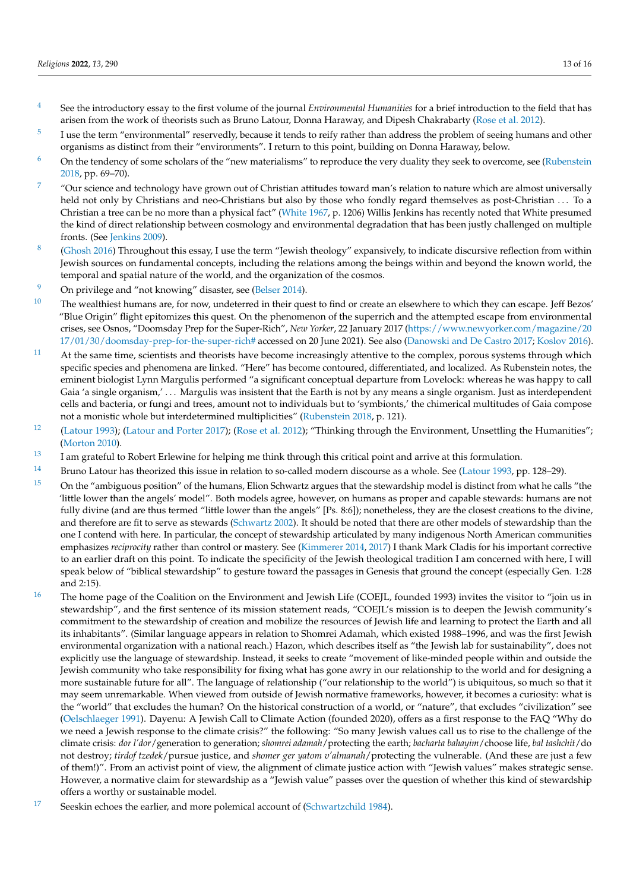4 See the introductory essay to the first volume of the journal *Environmental Humanities* for a brief introduction to the field that has arisen from the work of theorists such as Bruno Latour, Donna Haraway, and Dipesh Chakrabarty (Rose et al. 2012).

5 I use the term "environmental" reservedly, because it tends to reify rather than address the problem of seeing humans and other organisms as distinct from their "environments". I return to this point, building on Donna Haraway, below.

6 On the tendency of some scholars of the "new materialisms" to reproduce the very duality they seek to overcome, see (Rubenstein 2018, pp. 69–70).

7 "Our science and technology have grown out of Christian attitudes toward man's relation to nature which are almost universally held not only by Christians and neo-Christians but also by those who fondly regard themselves as post-Christian . . . To a Christian a tree can be no more than a physical fact" (White 1967, p. 1206) Willis Jenkins has recently noted that White presumed the kind of direct relationship between cosmology and environmental degradation that has been justly challenged on multiple fronts. (See Jenkins 2009).

8 (Ghosh 2016) Throughout this essay, I use the term "Jewish theology" expansively, to indicate discursive reflection from within Jewish sources on fundamental concepts, including the relations among the beings within and beyond the known world, the temporal and spatial nature of the world, and the organization of the cosmos.

9 On privilege and "not knowing" disaster, see (Belser 2014).

10 The wealthiest humans are, for now, undeterred in their quest to find or create an elsewhere to which they can escape. Jeff Bezos' "Blue Origin" flight epitomizes this quest. On the phenomenon of the superrich and the attempted escape from environmental crises, see Osnos, "Doomsday Prep for the Super-Rich", *New Yorker*, 22 January 2017 (https://www.newyorker.com/magazine/2017/01/30/doomsday-prep-for-the-super-rich# accessed on 20 June 2021). See also (Danowski and De Castro 2017; Koslov 2016).

11 At the same time, scientists and theorists have become increasingly attentive to the complex, porous systems through which specific species and phenomena are linked. "Here" has become contoured, differentiated, and localized. As Rubenstein notes, the eminent biologist Lynn Margulis performed "a significant conceptual departure from Lovelock: whereas he was happy to call Gaia 'a single organism,' . . . Margulis was insistent that the Earth is not by any means a single organism. Just as interdependent cells and bacteria, or fungi and trees, amount not to individuals but to 'symbionts,' the chimerical multitudes of Gaia compose not a monistic whole but interdetermined multiplicities" (Rubenstein 2018, p. 121).

12 (Latour 1993); (Latour and Porter 2017); (Rose et al. 2012); "Thinking through the Environment, Unsettling the Humanities"; (Morton 2010).

13 I am grateful to Robert Erlewine for helping me think through this critical point and arrive at this formulation.

14 Bruno Latour has theorized this issue in relation to so-called modern discourse as a whole. See (Latour 1993, pp. 128–29).

15 On the "ambiguous position" of the humans, Elion Schwartz argues that the stewardship model is distinct from what he calls "the 'little lower than the angels' model". Both models agree, however, on humans as proper and capable stewards: humans are not fully divine (and are thus termed "little lower than the angels" [Ps. 8:6]); nonetheless, they are the closest creations to the divine, and therefore are fit to serve as stewards (Schwartz 2002). It should be noted that there are other models of stewardship than the one I contend with here. In particular, the concept of stewardship articulated by many indigenous North American communities emphasizes *reciprocity* rather than control or mastery. See (Kimmerer 2014, 2017) I thank Mark Cladis for his important corrective to an earlier draft on this point. To indicate the specificity of the Jewish theological tradition I am concerned with here, I will speak below of "biblical stewardship" to gesture toward the passages in Genesis that ground the concept (especially Gen. 1:28 and 2:15).

16 The home page of the Coalition on the Environment and Jewish Life (COEJL, founded 1993) invites the visitor to "join us in stewardship", and the first sentence of its mission statement reads, "COEJL's mission is to deepen the Jewish community's commitment to the stewardship of creation and mobilize the resources of Jewish life and learning to protect the Earth and all its inhabitants". (Similar language appears in relation to Shomrei Adamah, which existed 1988–1996, and was the first Jewish environmental organization with a national reach.) Hazon, which describes itself as "the Jewish lab for sustainability", does not explicitly use the language of stewardship. Instead, it seeks to create "movement of like-minded people within and outside the Jewish community who take responsibility for fixing what has gone awry in our relationship to the world and for designing a more sustainable future for all". The language of relationship ("our relationship to the world") is ubiquitous, so much so that it may seem unremarkable. When viewed from outside of Jewish normative frameworks, however, it becomes a curiosity: what is the "world" that excludes the human? On the historical construction of a world, or "nature", that excludes "civilization" see (Oelschlaeger 1991). Dayenu: A Jewish Call to Climate Action (founded 2020), offers as a first response to the FAQ "Why do we need a Jewish response to the climate crisis?" the following: "So many Jewish values call us to rise to the challenge of the climate crisis: *dor l'dor*/generation to generation; *shomrei adamah*/protecting the earth; *bacharta bahayim*/choose life, *bal tashchit*/do not destroy; *tirdof tzedek*/pursue justice, and *shomer ger yatom v'almanah*/protecting the vulnerable. (And these are just a few of them!)". From an activist point of view, the alignment of climate justice action with "Jewish values" makes strategic sense. However, a normative claim for stewardship as a "Jewish value" passes over the question of whether this kind of stewardship offers a worthy or sustainable model.

17 Seeskin echoes the earlier, and more polemical account of (Schwartzchild 1984).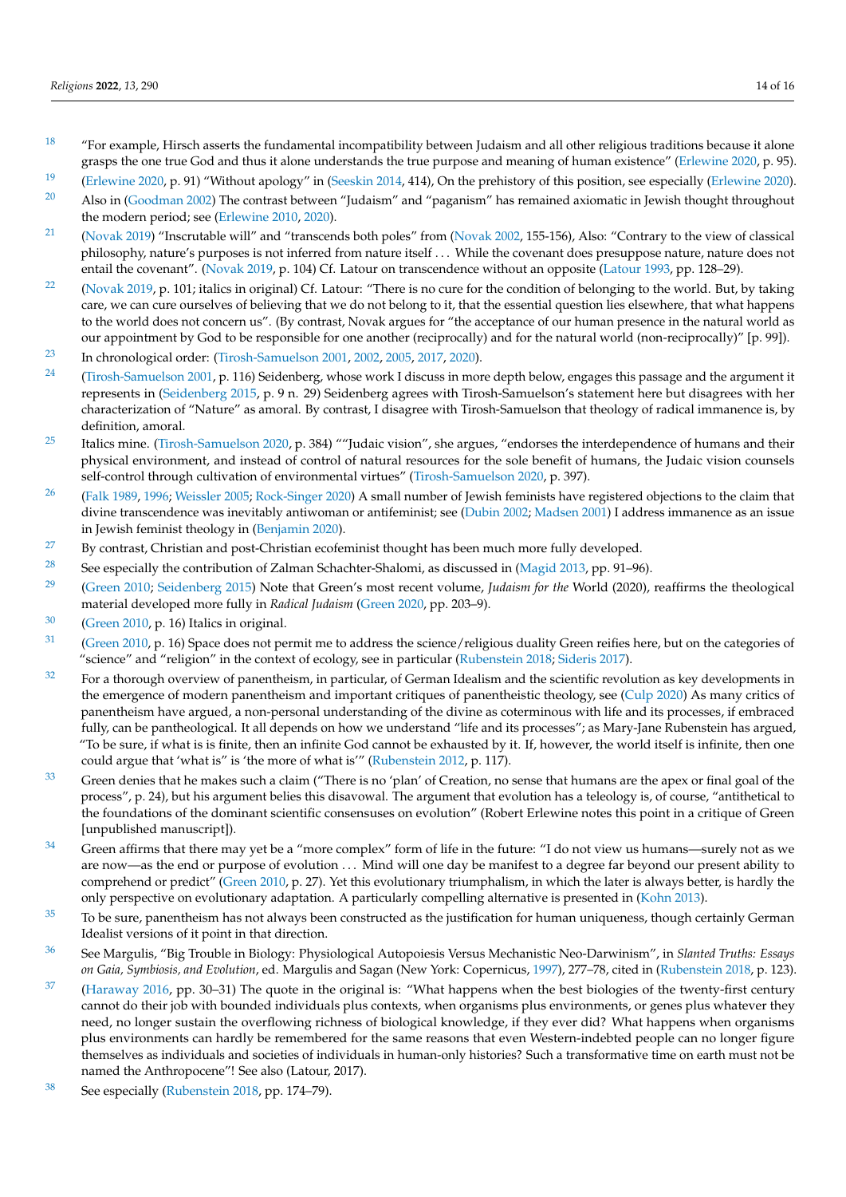18 "For example, Hirsch asserts the fundamental incompatibility between Judaism and all other religious traditions because it alone grasps the one true God and thus it alone understands the true purpose and meaning of human existence" (Erlewine 2020, p. 95).

19 (Erlewine 2020, p. 91) "Without apology" in (Seeskin 2014, 414), On the prehistory of this position, see especially (Erlewine 2020).

20 Also in (Goodman 2002) The contrast between "Judaism" and "paganism" has remained axiomatic in Jewish thought throughout the modern period; see (Erlewine 2010, 2020).

21 (Novak 2019) "Inscrutable will" and "transcends both poles" from (Novak 2002, 155-156), Also: "Contrary to the view of classical philosophy, nature's purposes is not inferred from nature itself . . . While the covenant does presuppose nature, nature does not entail the covenant". (Novak 2019, p. 104) Cf. Latour on transcendence without an opposite (Latour 1993, pp. 128–29).

22 (Novak 2019, p. 101; italics in original) Cf. Latour: "There is no cure for the condition of belonging to the world. But, by taking care, we can cure ourselves of believing that we do not belong to it, that the essential question lies elsewhere, that what happens to the world does not concern us". (By contrast, Novak argues for "the acceptance of our human presence in the natural world as our appointment by God to be responsible for one another (reciprocally) and for the natural world (non-reciprocally)" [p. 99]).

23 In chronological order: (Tirosh-Samuelson 2001, 2002, 2005, 2017, 2020).

24 (Tirosh-Samuelson 2001, p. 116) Seidenberg, whose work I discuss in more depth below, engages this passage and the argument it represents in (Seidenberg 2015, p. 9 n. 29) Seidenberg agrees with Tirosh-Samuelson's statement here but disagrees with her characterization of "Nature" as amoral. By contrast, I disagree with Tirosh-Samuelson that theology of radical immanence is, by definition, amoral.

25 Italics mine. (Tirosh-Samuelson 2020, p. 384) ""Judaic vision", she argues, "endorses the interdependence of humans and their physical environment, and instead of control of natural resources for the sole benefit of humans, the Judaic vision counsels self-control through cultivation of environmental virtues" (Tirosh-Samuelson 2020, p. 397).

26 (Falk 1989, 1996; Weissler 2005; Rock-Singer 2020) A small number of Jewish feminists have registered objections to the claim that divine transcendence was inevitably antiwoman or antifeminist; see (Dubin 2002; Madsen 2001) I address immanence as an issue in Jewish feminist theology in (Benjamin 2020).

27 By contrast, Christian and post-Christian ecofeminist thought has been much more fully developed.

28 See especially the contribution of Zalman Schachter-Shalomi, as discussed in (Magid 2013, pp. 91–96).

29 (Green 2010; Seidenberg 2015) Note that Green's most recent volume, *Judaism for the* World (2020), reaffirms the theological material developed more fully in *Radical Judaism* (Green 2020, pp. 203–9).

30 (Green 2010, p. 16) Italics in original.

31 (Green 2010, p. 16) Space does not permit me to address the science/religious duality Green reifies here, but on the categories of "science" and "religion" in the context of ecology, see in particular (Rubenstein 2018; Sideris 2017).

32 For a thorough overview of panentheism, in particular, of German Idealism and the scientific revolution as key developments in the emergence of modern panentheism and important critiques of panentheistic theology, see (Culp 2020) As many critics of panentheism have argued, a non-personal understanding of the divine as coterminous with life and its processes, if embraced fully, can be pantheological. It all depends on how we understand "life and its processes"; as Mary-Jane Rubenstein has argued, "To be sure, if what is is finite, then an infinite God cannot be exhausted by it. If, however, the world itself is infinite, then one could argue that 'what is' is 'the more of what is'" (Rubenstein 2012, p. 117).

33 Green denies that he makes such a claim ("There is no 'plan' of Creation, no sense that humans are the apex or final goal of the process", p. 24), but his argument belies this disavowal. The argument that evolution has a teleology is, of course, "antithetical to the foundations of the dominant scientific consensuses on evolution" (Robert Erlewine notes this point in a critique of Green [unpublished manuscript]).

34 Green affirms that there may yet be a "more complex" form of life in the future: "I do not view us humans—surely not as we are now—as the end or purpose of evolution . . . Mind will one day be manifest to a degree far beyond our present ability to comprehend or predict" (Green 2010, p. 27). Yet this evolutionary triumphalism, in which the later is always better, is hardly the only perspective on evolutionary adaptation. A particularly compelling alternative is presented in (Kohn 2013).

35 To be sure, panentheism has not always been constructed as the justification for human uniqueness, though certainly German Idealist versions of it point in that direction.

36 See Margulis, "Big Trouble in Biology: Physiological Autopoiesis Versus Mechanistic Neo-Darwinism", in *Slanted Truths: Essays on Gaia, Symbiosis, and Evolution*, ed. Margulis and Sagan (New York: Copernicus, 1997), 277–78, cited in (Rubenstein 2018, p. 123).

37 (Haraway 2016, pp. 30–31) The quote in the original is: "What happens when the best biologies of the twenty-first century cannot do their job with bounded individuals plus contexts, when organisms plus environments, or genes plus whatever they need, no longer sustain the overflowing richness of biological knowledge, if they ever did? What happens when organisms plus environments can hardly be remembered for the same reasons that even Western-indebted people can no longer figure themselves as individuals and societies of individuals in human-only histories? Such a transformative time on earth must not be named the Anthropocene"! See also (Latour, 2017).

38 See especially (Rubenstein 2018, pp. 174–79).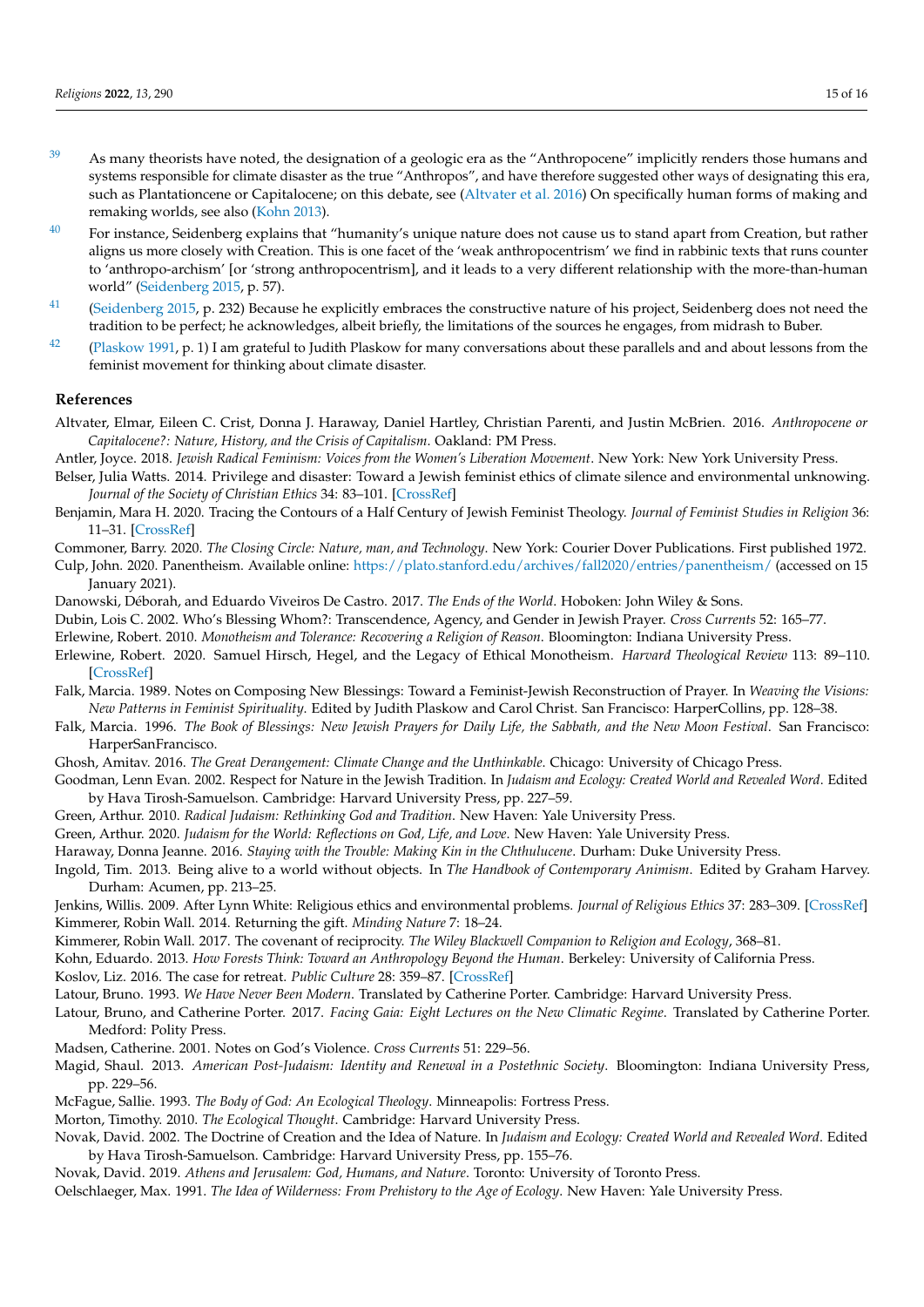[39] As many theorists have noted, the designation of a geologic era as the "Anthropocene" implicitly renders those humans and systems responsible for climate disaster as the true "Anthropos", and have therefore suggested other ways of designating this era, such as Plantationcene or Capitalocene; on this debate, see (Altvater et al. 2016) On specifically human forms of making and remaking worlds, see also (Kohn 2013).

[40] For instance, Seidenberg explains that "humanity's unique nature does not cause us to stand apart from Creation, but rather aligns us more closely with Creation. This is one facet of the 'weak anthropocentrism' we find in rabbinic texts that runs counter to 'anthropo-archism' [or 'strong anthropocentrism], and it leads to a very different relationship with the more-than-human world" (Seidenberg 2015, p. 57).

[41] (Seidenberg 2015, p. 232) Because he explicitly embraces the constructive nature of his project, Seidenberg does not need the tradition to be perfect; he acknowledges, albeit briefly, the limitations of the sources he engages, from midrash to Buber.

[42] (Plaskow 1991, p. 1) I am grateful to Judith Plaskow for many conversations about these parallels and and about lessons from the feminist movement for thinking about climate disaster.

## References

Altvater, Elmar, Eileen C. Crist, Donna J. Haraway, Daniel Hartley, Christian Parenti, and Justin McBrien. 2016. *Anthropocene or Capitalocene?: Nature, History, and the Crisis of Capitalism*. Oakland: PM Press.

Antler, Joyce. 2018. *Jewish Radical Feminism: Voices from the Women's Liberation Movement*. New York: New York University Press.

Belser, Julia Watts. 2014. Privilege and disaster: Toward a Jewish feminist ethics of climate silence and environmental unknowing. *Journal of the Society of Christian Ethics* 34: 83–101. [CrossRef]

Benjamin, Mara H. 2020. Tracing the Contours of a Half Century of Jewish Feminist Theology. *Journal of Feminist Studies in Religion* 36: 11–31. [CrossRef]

Commoner, Barry. 2020. *The Closing Circle: Nature, man, and Technology*. New York: Courier Dover Publications. First published 1972.

Culp, John. 2020. Panentheism. Available online: https://plato.stanford.edu/archives/fall2020/entries/panentheism/ (accessed on 15 January 2021).

Danowski, Déborah, and Eduardo Viveiros De Castro. 2017. *The Ends of the World*. Hoboken: John Wiley & Sons.

Dubin, Lois C. 2002. Who's Blessing Whom?: Transcendence, Agency, and Gender in Jewish Prayer. *Cross Currents* 52: 165–77.

Erlewine, Robert. 2010. *Monotheism and Tolerance: Recovering a Religion of Reason*. Bloomington: Indiana University Press.

Erlewine, Robert. 2020. Samuel Hirsch, Hegel, and the Legacy of Ethical Monotheism. *Harvard Theological Review* 113: 89–110. [CrossRef]

Falk, Marcia. 1989. Notes on Composing New Blessings: Toward a Feminist-Jewish Reconstruction of Prayer. In *Weaving the Visions: New Patterns in Feminist Spirituality.* Edited by Judith Plaskow and Carol Christ. San Francisco: HarperCollins, pp. 128–38.

Falk, Marcia. 1996. *The Book of Blessings: New Jewish Prayers for Daily Life, the Sabbath, and the New Moon Festival*. San Francisco: HarperSanFrancisco.

Ghosh, Amitav. 2016. *The Great Derangement: Climate Change and the Unthinkable*. Chicago: University of Chicago Press.

Goodman, Lenn Evan. 2002. Respect for Nature in the Jewish Tradition. In *Judaism and Ecology: Created World and Revealed Word*. Edited by Hava Tirosh-Samuelson. Cambridge: Harvard University Press, pp. 227–59.

Green, Arthur. 2010. *Radical Judaism: Rethinking God and Tradition*. New Haven: Yale University Press.

Green, Arthur. 2020. *Judaism for the World: Reflections on God, Life, and Love*. New Haven: Yale University Press.

Haraway, Donna Jeanne. 2016. *Staying with the Trouble: Making Kin in the Chthulucene*. Durham: Duke University Press.

Ingold, Tim. 2013. Being alive to a world without objects. In *The Handbook of Contemporary Animism*. Edited by Graham Harvey. Durham: Acumen, pp. 213–25.

Jenkins, Willis. 2009. After Lynn White: Religious ethics and environmental problems. *Journal of Religious Ethics* 37: 283–309. [CrossRef]

Kimmerer, Robin Wall. 2014. Returning the gift. *Minding Nature* 7: 18–24.

Kimmerer, Robin Wall. 2017. The covenant of reciprocity. *The Wiley Blackwell Companion to Religion and Ecology*, 368–81.

Kohn, Eduardo. 2013. *How Forests Think: Toward an Anthropology Beyond the Human*. Berkeley: University of California Press.

Koslov, Liz. 2016. The case for retreat. *Public Culture* 28: 359–87. [CrossRef]

Latour, Bruno. 1993. *We Have Never Been Modern*. Translated by Catherine Porter. Cambridge: Harvard University Press.

Latour, Bruno, and Catherine Porter. 2017. *Facing Gaia: Eight Lectures on the New Climatic Regime*. Translated by Catherine Porter. Medford: Polity Press.

Madsen, Catherine. 2001. Notes on God's Violence. *Cross Currents* 51: 229–56.

Magid, Shaul. 2013. *American Post-Judaism: Identity and Renewal in a Postethnic Society*. Bloomington: Indiana University Press, pp. 229–56.

McFague, Sallie. 1993. *The Body of God: An Ecological Theology*. Minneapolis: Fortress Press.

Morton, Timothy. 2010. *The Ecological Thought*. Cambridge: Harvard University Press.

Novak, David. 2002. The Doctrine of Creation and the Idea of Nature. In *Judaism and Ecology: Created World and Revealed Word*. Edited by Hava Tirosh-Samuelson. Cambridge: Harvard University Press, pp. 155–76.

Novak, David. 2019. *Athens and Jerusalem: God, Humans, and Nature*. Toronto: University of Toronto Press.

Oelschlaeger, Max. 1991. *The Idea of Wilderness: From Prehistory to the Age of Ecology*. New Haven: Yale University Press.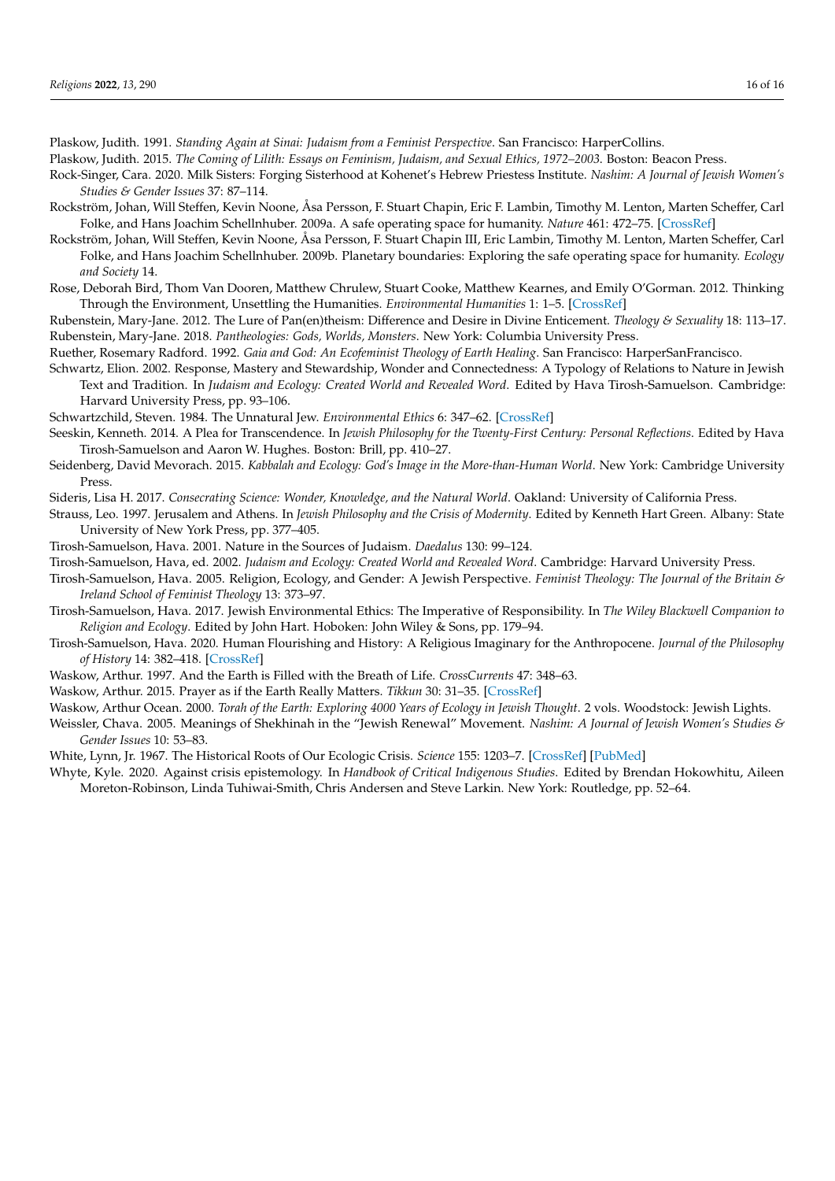Plaskow, Judith. 1991. *Standing Again at Sinai: Judaism from a Feminist Perspective*. San Francisco: HarperCollins.

Plaskow, Judith. 2015. *The Coming of Lilith: Essays on Feminism, Judaism, and Sexual Ethics, 1972–2003*. Boston: Beacon Press.

Rock-Singer, Cara. 2020. Milk Sisters: Forging Sisterhood at Kohenet's Hebrew Priestess Institute. *Nashim: A Journal of Jewish Women's Studies & Gender Issues* 37: 87–114.

Rockström, Johan, Will Steffen, Kevin Noone, Åsa Persson, F. Stuart Chapin, Eric F. Lambin, Timothy M. Lenton, Marten Scheffer, Carl Folke, and Hans Joachim Schellnhuber. 2009a. A safe operating space for humanity. *Nature* 461: 472–75. [CrossRef]

Rockström, Johan, Will Steffen, Kevin Noone, Åsa Persson, F. Stuart Chapin III, Eric Lambin, Timothy M. Lenton, Marten Scheffer, Carl Folke, and Hans Joachim Schellnhuber. 2009b. Planetary boundaries: Exploring the safe operating space for humanity. *Ecology and Society* 14.

Rose, Deborah Bird, Thom Van Dooren, Matthew Chrulew, Stuart Cooke, Matthew Kearnes, and Emily O'Gorman. 2012. Thinking Through the Environment, Unsettling the Humanities. *Environmental Humanities* 1: 1–5. [CrossRef]

Rubenstein, Mary-Jane. 2012. The Lure of Pan(en)theism: Difference and Desire in Divine Enticement. *Theology & Sexuality* 18: 113–17.

Rubenstein, Mary-Jane. 2018. *Pantheologies: Gods, Worlds, Monsters*. New York: Columbia University Press.

Ruether, Rosemary Radford. 1992. *Gaia and God: An Ecofeminist Theology of Earth Healing*. San Francisco: HarperSanFrancisco.

Schwartz, Elion. 2002. Response, Mastery and Stewardship, Wonder and Connectedness: A Typology of Relations to Nature in Jewish Text and Tradition. In *Judaism and Ecology: Created World and Revealed Word*. Edited by Hava Tirosh-Samuelson. Cambridge: Harvard University Press, pp. 93–106.

Schwartzchild, Steven. 1984. The Unnatural Jew. *Environmental Ethics* 6: 347–62. [CrossRef]

Seeskin, Kenneth. 2014. A Plea for Transcendence. In *Jewish Philosophy for the Twenty-First Century: Personal Reflections*. Edited by Hava Tirosh-Samuelson and Aaron W. Hughes. Boston: Brill, pp. 410–27.

Seidenberg, David Mevorach. 2015. *Kabbalah and Ecology: God's Image in the More-than-Human World*. New York: Cambridge University Press.

Sideris, Lisa H. 2017. *Consecrating Science: Wonder, Knowledge, and the Natural World*. Oakland: University of California Press.

Strauss, Leo. 1997. Jerusalem and Athens. In *Jewish Philosophy and the Crisis of Modernity*. Edited by Kenneth Hart Green. Albany: State University of New York Press, pp. 377–405.

Tirosh-Samuelson, Hava. 2001. Nature in the Sources of Judaism. *Daedalus* 130: 99–124.

Tirosh-Samuelson, Hava, ed. 2002. *Judaism and Ecology: Created World and Revealed Word*. Cambridge: Harvard University Press.

Tirosh-Samuelson, Hava. 2005. Religion, Ecology, and Gender: A Jewish Perspective. *Feminist Theology: The Journal of the Britain & Ireland School of Feminist Theology* 13: 373–97.

Tirosh-Samuelson, Hava. 2017. Jewish Environmental Ethics: The Imperative of Responsibility. In *The Wiley Blackwell Companion to Religion and Ecology*. Edited by John Hart. Hoboken: John Wiley & Sons, pp. 179–94.

Tirosh-Samuelson, Hava. 2020. Human Flourishing and History: A Religious Imaginary for the Anthropocene. *Journal of the Philosophy of History* 14: 382–418. [CrossRef]

Waskow, Arthur. 1997. And the Earth is Filled with the Breath of Life. *CrossCurrents* 47: 348–63.

Waskow, Arthur. 2015. Prayer as if the Earth Really Matters. *Tikkun* 30: 31–35. [CrossRef]

Waskow, Arthur Ocean. 2000. *Torah of the Earth: Exploring 4000 Years of Ecology in Jewish Thought*. 2 vols. Woodstock: Jewish Lights.

Weissler, Chava. 2005. Meanings of Shekhinah in the "Jewish Renewal" Movement. *Nashim: A Journal of Jewish Women's Studies & Gender Issues* 10: 53–83.

White, Lynn, Jr. 1967. The Historical Roots of Our Ecologic Crisis. *Science* 155: 1203–7. [CrossRef] [PubMed]

Whyte, Kyle. 2020. Against crisis epistemology. In *Handbook of Critical Indigenous Studies*. Edited by Brendan Hokowhitu, Aileen Moreton-Robinson, Linda Tuhiwai-Smith, Chris Andersen and Steve Larkin. New York: Routledge, pp. 52–64.